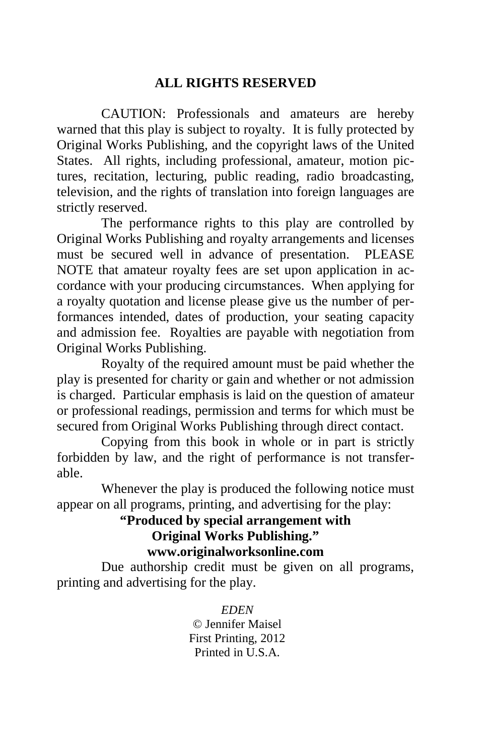**ALL RIGHTS RESERVED**

CAUTION: Professionals and amateurs are hereby warned that this play is subject to royalty. It is fully protected by Original Works Publishing, and the copyright laws of the United States. All rights, including professional, amateur, motion pictures, recitation, lecturing, public reading, radio broadcasting, television, and the rights of translation into foreign languages are strictly reserved.

The performance rights to this play are controlled by Original Works Publishing and royalty arrangements and licenses must be secured well in advance of presentation. PLEASE NOTE that amateur royalty fees are set upon application in accordance with your producing circumstances. When applying for a royalty quotation and license please give us the number of performances intended, dates of production, your seating capacity and admission fee. Royalties are payable with negotiation from Original Works Publishing.

Royalty of the required amount must be paid whether the play is presented for charity or gain and whether or not admission is charged. Particular emphasis is laid on the question of amateur or professional readings, permission and terms for which must be secured from Original Works Publishing through direct contact.

Copying from this book in whole or in part is strictly forbidden by law, and the right of performance is not transferable.

Whenever the play is produced the following notice must appear on all programs, printing, and advertising for the play:

**"Produced by special arrangement with**
**Original Works Publishing."**
**www.originalworksonline.com**

Due authorship credit must be given on all programs, printing and advertising for the play.

*EDEN*
© Jennifer Maisel
First Printing, 2012
Printed in U.S.A.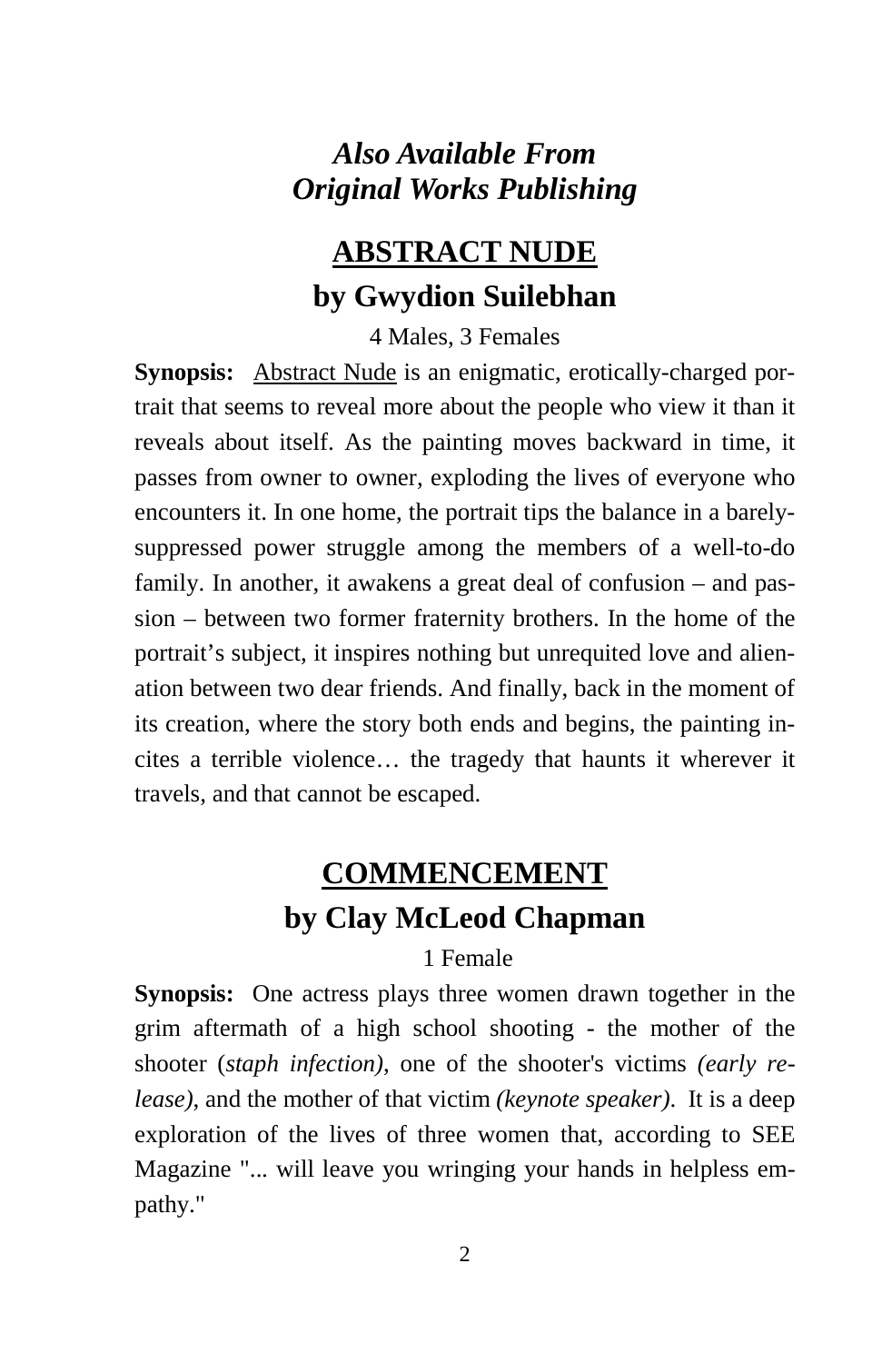## *Also Available From Original Works Publishing*

## **ABSTRACT NUDE**

### **by Gwydion Suilebhan**

4 Males, 3 Females

**Synopsis:** Abstract Nude is an enigmatic, erotically-charged portrait that seems to reveal more about the people who view it than it reveals about itself. As the painting moves backward in time, it passes from owner to owner, exploding the lives of everyone who encounters it. In one home, the portrait tips the balance in a barely-suppressed power struggle among the members of a well-to-do family. In another, it awakens a great deal of confusion – and passion – between two former fraternity brothers. In the home of the portrait's subject, it inspires nothing but unrequited love and alienation between two dear friends. And finally, back in the moment of its creation, where the story both ends and begins, the painting incites a terrible violence… the tragedy that haunts it wherever it travels, and that cannot be escaped.

## **COMMENCEMENT**

### **by Clay McLeod Chapman**

1 Female

**Synopsis:** One actress plays three women drawn together in the grim aftermath of a high school shooting - the mother of the shooter (*staph infection)*, one of the shooter's victims *(early release)*, and the mother of that victim *(keynote speaker)*. It is a deep exploration of the lives of three women that, according to SEE Magazine "... will leave you wringing your hands in helpless empathy."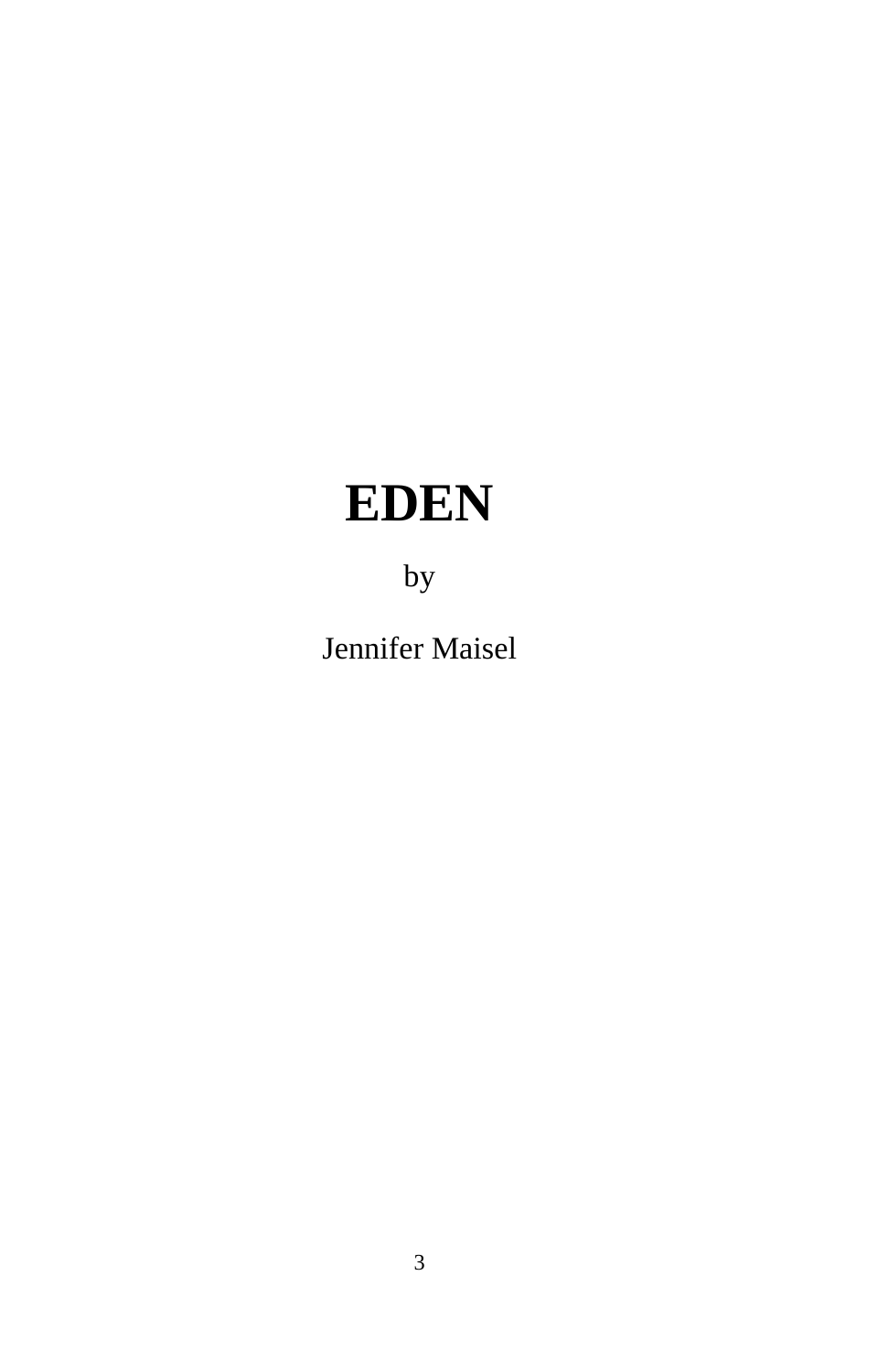# EDEN

by

Jennifer Maisel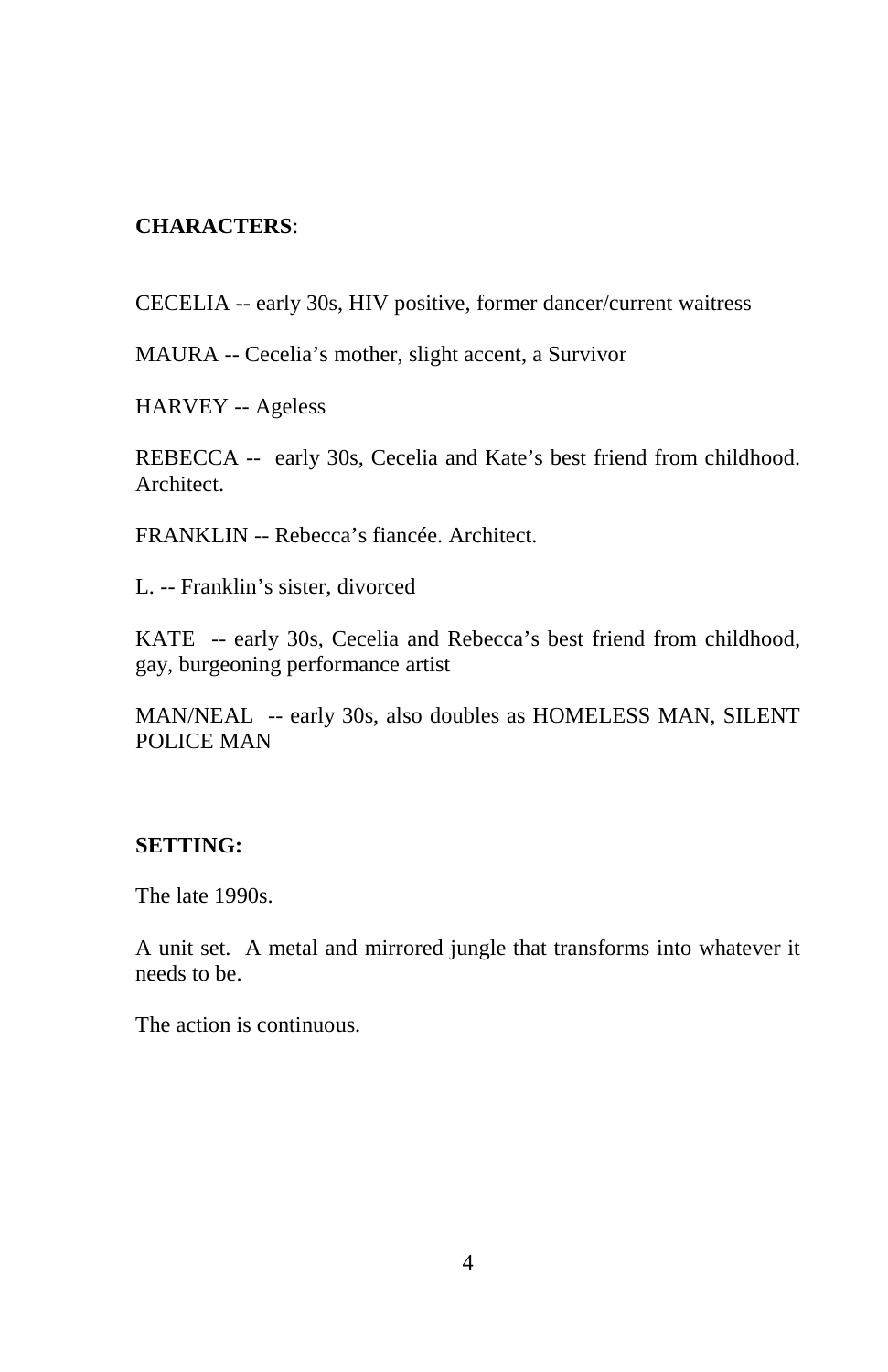**CHARACTERS**:

CECELIA -- early 30s, HIV positive, former dancer/current waitress

MAURA -- Cecelia's mother, slight accent, a Survivor

HARVEY -- Ageless

REBECCA -- early 30s, Cecelia and Kate's best friend from childhood. Architect.

FRANKLIN -- Rebecca's fiancée. Architect.

L. -- Franklin's sister, divorced

KATE -- early 30s, Cecelia and Rebecca's best friend from childhood, gay, burgeoning performance artist

MAN/NEAL -- early 30s, also doubles as HOMELESS MAN, SILENT POLICE MAN

**SETTING:**

The late 1990s.

A unit set. A metal and mirrored jungle that transforms into whatever it needs to be.

The action is continuous.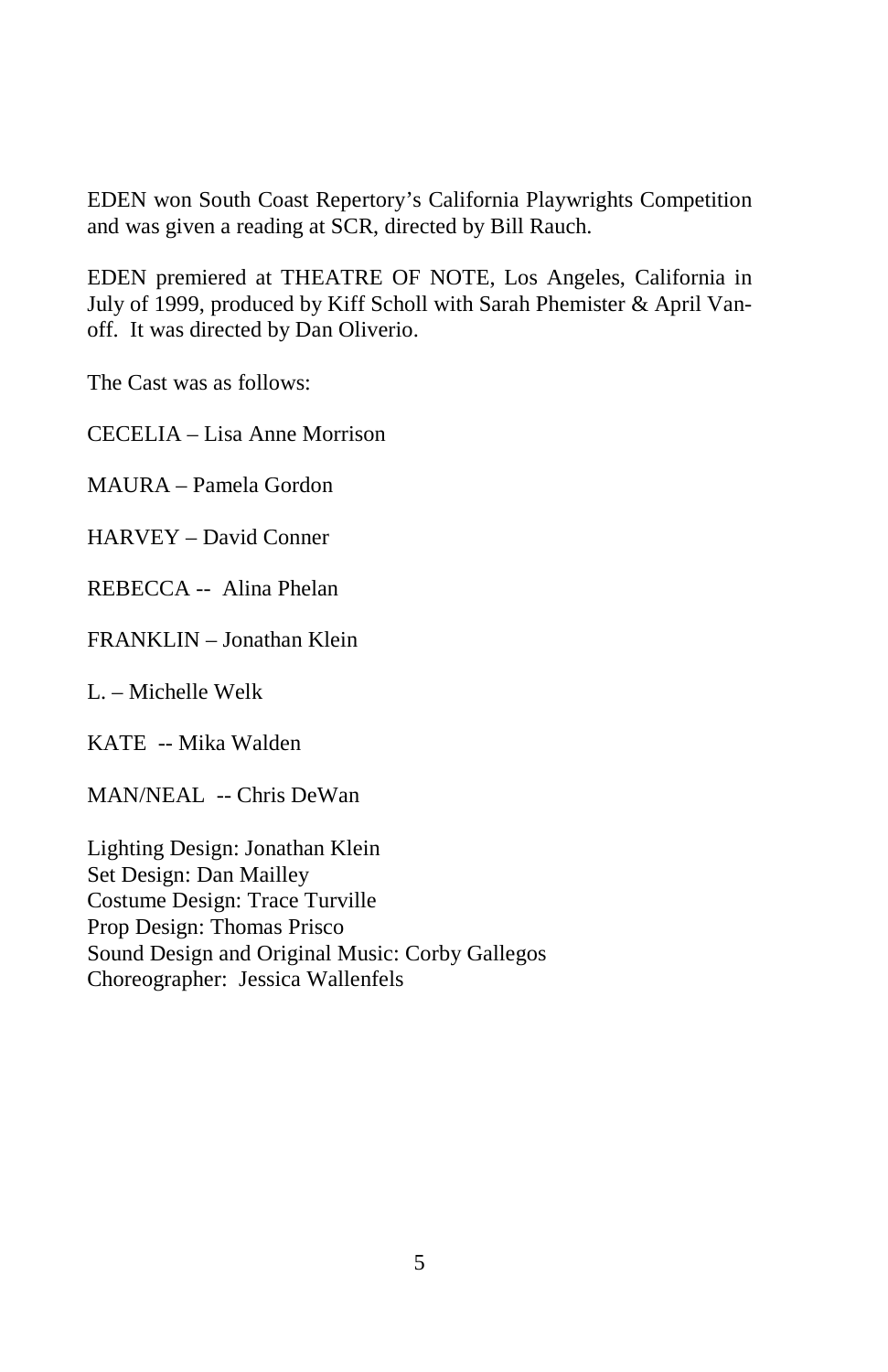EDEN won South Coast Repertory's California Playwrights Competition and was given a reading at SCR, directed by Bill Rauch.

EDEN premiered at THEATRE OF NOTE, Los Angeles, California in July of 1999, produced by Kiff Scholl with Sarah Phemister & April Van-off. It was directed by Dan Oliverio.

The Cast was as follows:

CECELIA – Lisa Anne Morrison

MAURA – Pamela Gordon

HARVEY – David Conner

REBECCA -- Alina Phelan

FRANKLIN – Jonathan Klein

L. – Michelle Welk

KATE -- Mika Walden

MAN/NEAL -- Chris DeWan

Lighting Design: Jonathan Klein
Set Design: Dan Mailley
Costume Design: Trace Turville
Prop Design: Thomas Prisco
Sound Design and Original Music: Corby Gallegos
Choreographer: Jessica Wallenfels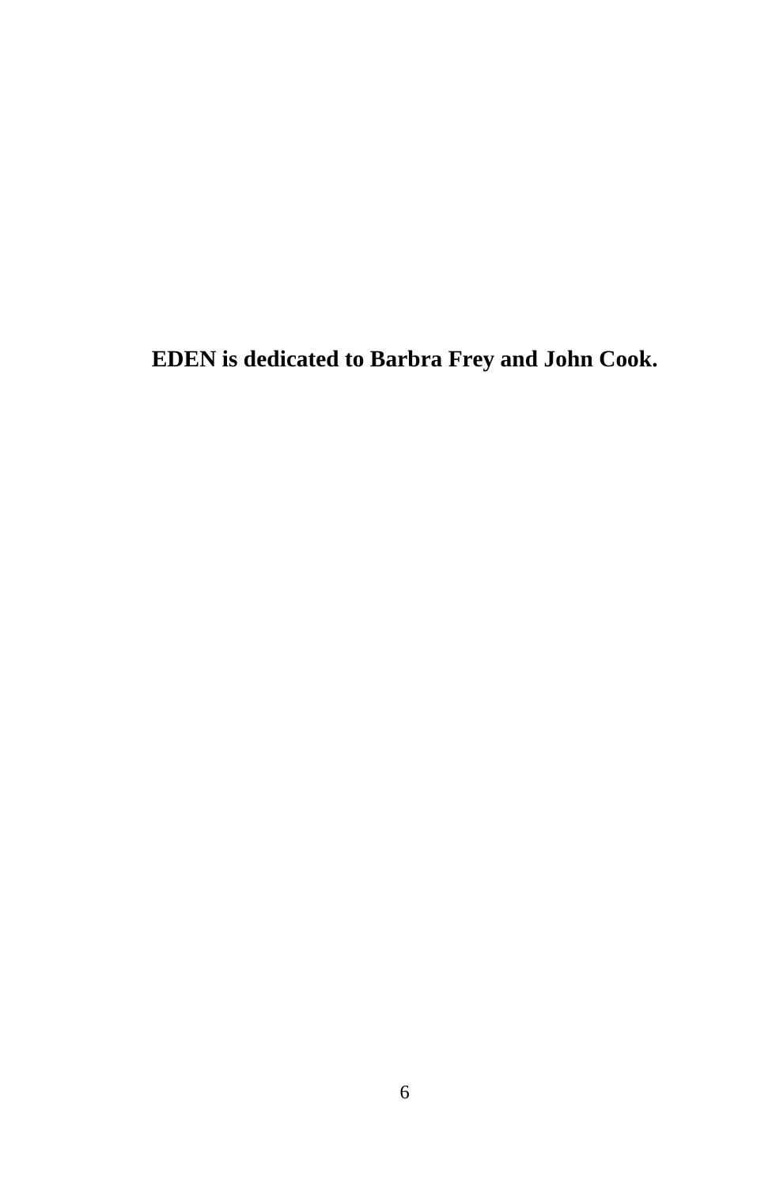**EDEN is dedicated to Barbra Frey and John Cook.**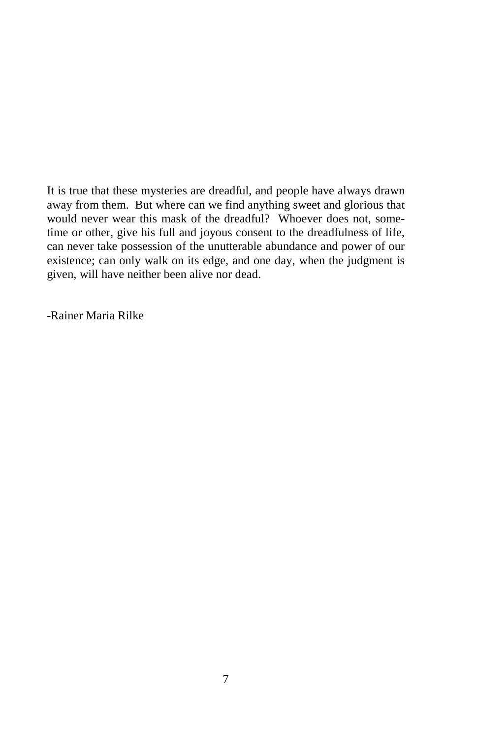It is true that these mysteries are dreadful, and people have always drawn away from them. But where can we find anything sweet and glorious that would never wear this mask of the dreadful? Whoever does not, sometime or other, give his full and joyous consent to the dreadfulness of life, can never take possession of the unutterable abundance and power of our existence; can only walk on its edge, and one day, when the judgment is given, will have neither been alive nor dead.

-Rainer Maria Rilke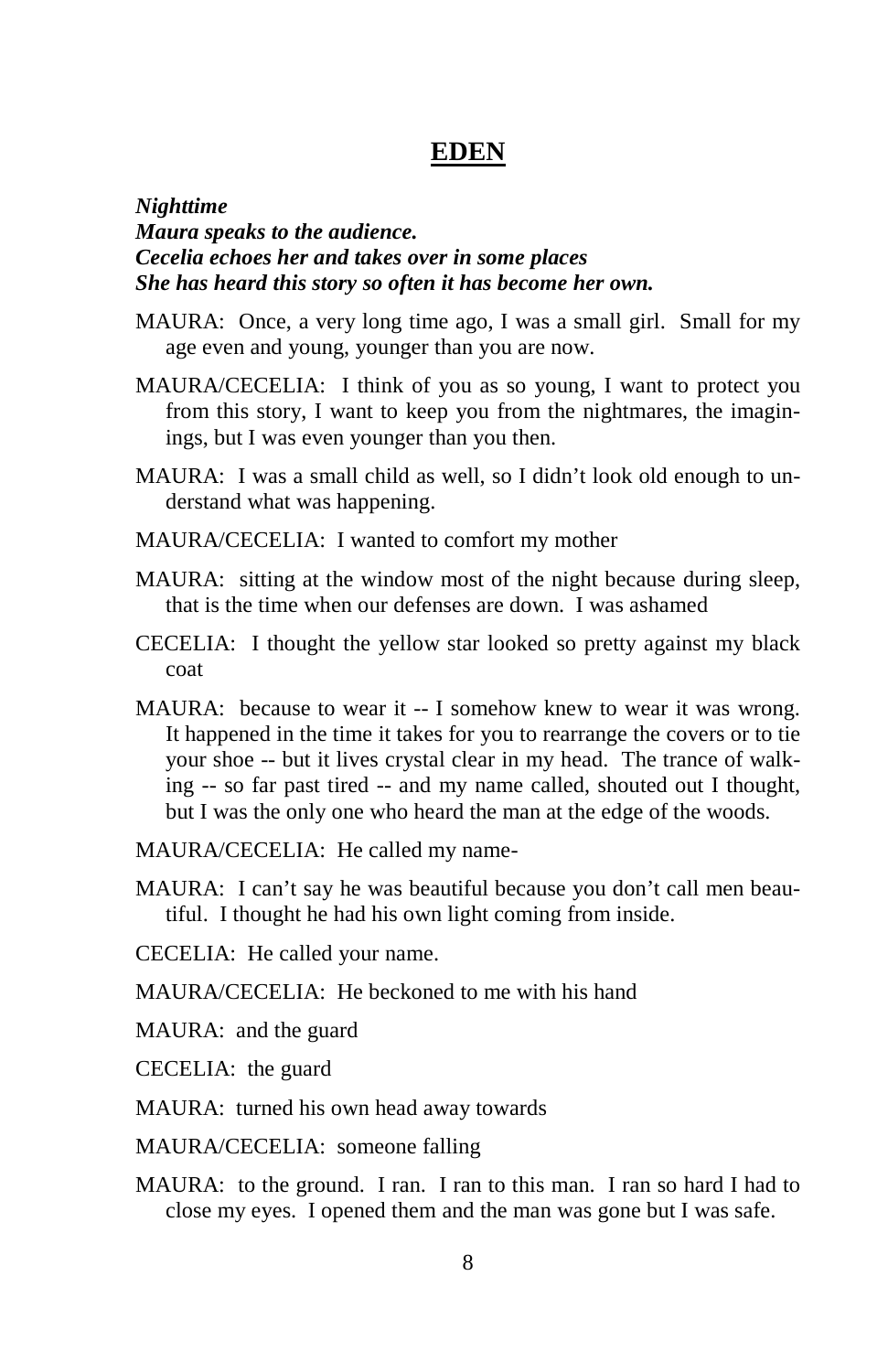# **EDEN**

***Nighttime***
***Maura speaks to the audience.***
***Cecelia echoes her and takes over in some places***
***She has heard this story so often it has become her own.***

MAURA: Once, a very long time ago, I was a small girl. Small for my age even and young, younger than you are now.

MAURA/CECELIA: I think of you as so young, I want to protect you from this story, I want to keep you from the nightmares, the imaginings, but I was even younger than you then.

MAURA: I was a small child as well, so I didn't look old enough to understand what was happening.

MAURA/CECELIA: I wanted to comfort my mother

MAURA: sitting at the window most of the night because during sleep, that is the time when our defenses are down. I was ashamed

CECELIA: I thought the yellow star looked so pretty against my black coat

MAURA: because to wear it -- I somehow knew to wear it was wrong. It happened in the time it takes for you to rearrange the covers or to tie your shoe -- but it lives crystal clear in my head. The trance of walking -- so far past tired -- and my name called, shouted out I thought, but I was the only one who heard the man at the edge of the woods.

MAURA/CECELIA: He called my name-

MAURA: I can't say he was beautiful because you don't call men beautiful. I thought he had his own light coming from inside.

CECELIA: He called your name.

MAURA/CECELIA: He beckoned to me with his hand

MAURA: and the guard

CECELIA: the guard

MAURA: turned his own head away towards

MAURA/CECELIA: someone falling

MAURA: to the ground. I ran. I ran to this man. I ran so hard I had to close my eyes. I opened them and the man was gone but I was safe.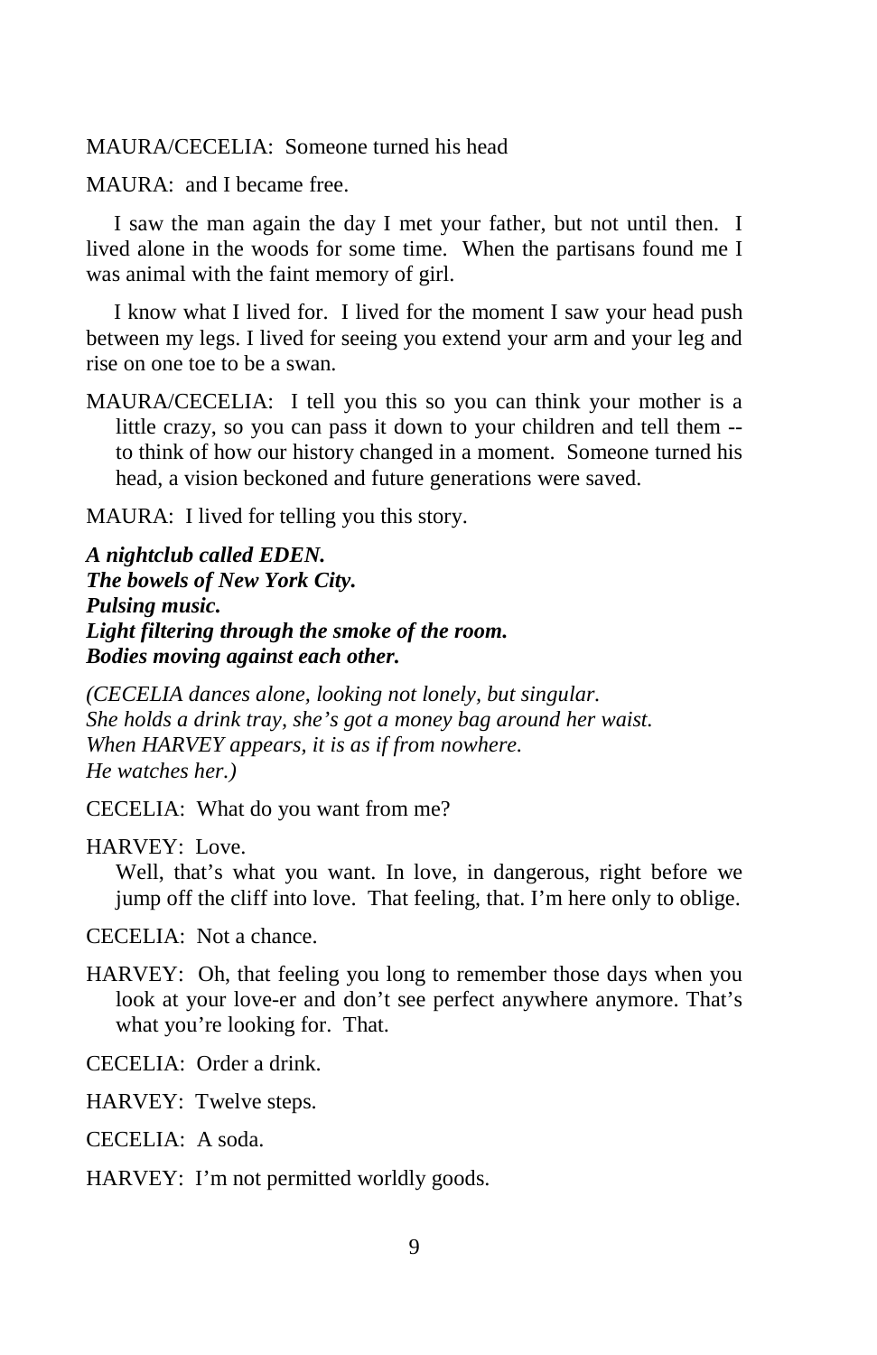MAURA/CECELIA: Someone turned his head

MAURA: and I became free.

I saw the man again the day I met your father, but not until then. I lived alone in the woods for some time. When the partisans found me I was animal with the faint memory of girl.

I know what I lived for. I lived for the moment I saw your head push between my legs. I lived for seeing you extend your arm and your leg and rise on one toe to be a swan.

MAURA/CECELIA: I tell you this so you can think your mother is a little crazy, so you can pass it down to your children and tell them -- to think of how our history changed in a moment. Someone turned his head, a vision beckoned and future generations were saved.

MAURA: I lived for telling you this story.

***A nightclub called EDEN.***
***The bowels of New York City.***
***Pulsing music.***
***Light filtering through the smoke of the room.***
***Bodies moving against each other.***

*(CECELIA dances alone, looking not lonely, but singular.*
*She holds a drink tray, she's got a money bag around her waist.*
*When HARVEY appears, it is as if from nowhere.*
*He watches her.)*

CECELIA: What do you want from me?

HARVEY: Love.
Well, that's what you want. In love, in dangerous, right before we jump off the cliff into love. That feeling, that. I'm here only to oblige.

CECELIA: Not a chance.

HARVEY: Oh, that feeling you long to remember those days when you look at your love-er and don't see perfect anywhere anymore. That's what you're looking for. That.

CECELIA: Order a drink.

HARVEY: Twelve steps.

CECELIA: A soda.

HARVEY: I'm not permitted worldly goods.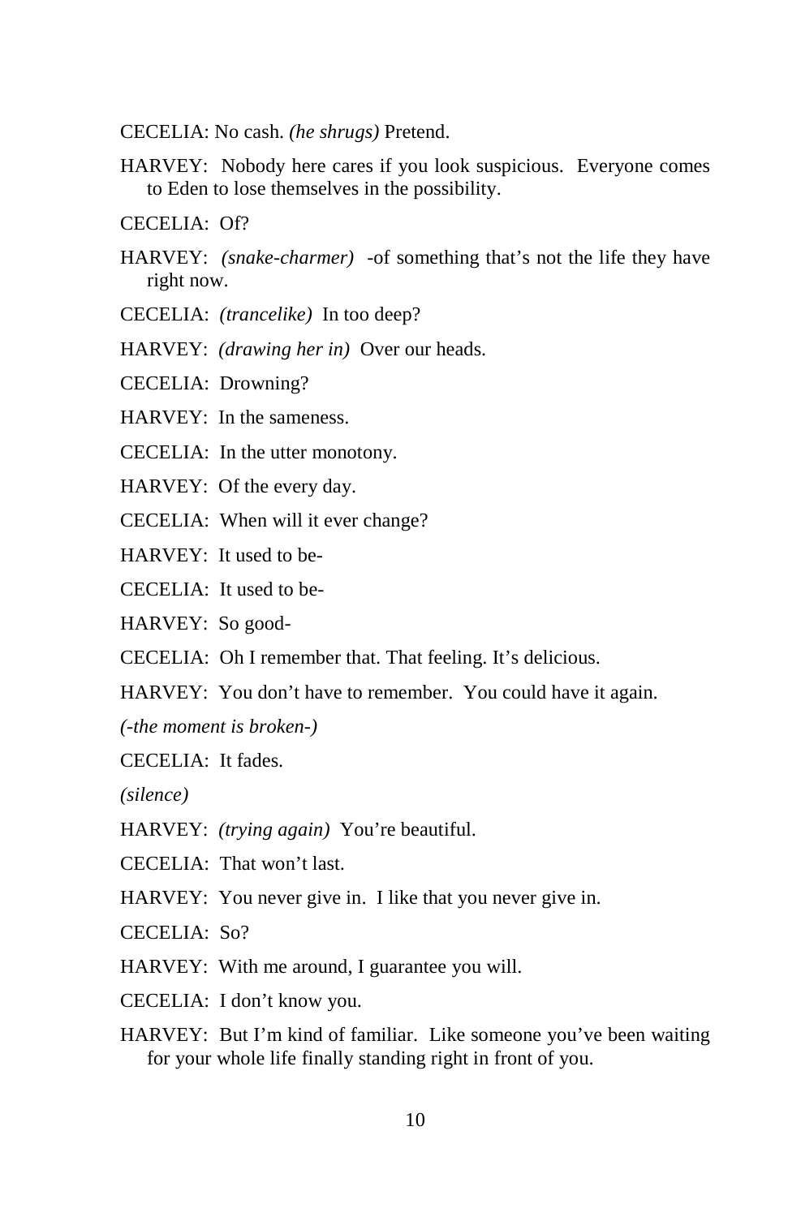CECELIA: No cash. *(he shrugs)* Pretend.

HARVEY: Nobody here cares if you look suspicious. Everyone comes to Eden to lose themselves in the possibility.

CECELIA: Of?

HARVEY: *(snake-charmer)* -of something that's not the life they have right now.

CECELIA: *(trancelike)* In too deep?

HARVEY: *(drawing her in)* Over our heads.

CECELIA: Drowning?

HARVEY: In the sameness.

CECELIA: In the utter monotony.

HARVEY: Of the every day.

CECELIA: When will it ever change?

HARVEY: It used to be-

CECELIA: It used to be-

HARVEY: So good-

CECELIA: Oh I remember that. That feeling. It's delicious.

HARVEY: You don't have to remember. You could have it again.

*(-the moment is broken-)*

CECELIA: It fades.

*(silence)*

HARVEY: *(trying again)* You're beautiful.

CECELIA: That won't last.

HARVEY: You never give in. I like that you never give in.

CECELIA: So?

HARVEY: With me around, I guarantee you will.

CECELIA: I don't know you.

HARVEY: But I'm kind of familiar. Like someone you've been waiting for your whole life finally standing right in front of you.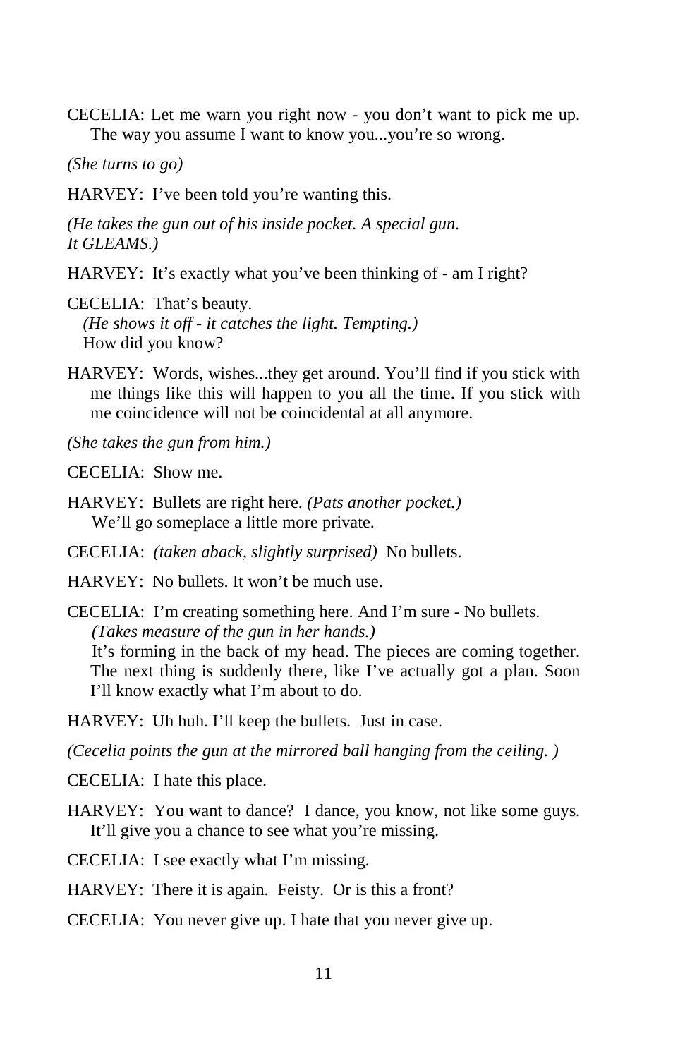CECELIA: Let me warn you right now - you don't want to pick me up. The way you assume I want to know you...you're so wrong.

*(She turns to go)*

HARVEY: I've been told you're wanting this.

*(He takes the gun out of his inside pocket. A special gun. It GLEAMS.)*

HARVEY: It's exactly what you've been thinking of - am I right?

CECELIA: That's beauty.
*(He shows it off - it catches the light. Tempting.)*
How did you know?

HARVEY: Words, wishes...they get around. You'll find if you stick with me things like this will happen to you all the time. If you stick with me coincidence will not be coincidental at all anymore.

*(She takes the gun from him.)*

CECELIA: Show me.

HARVEY: Bullets are right here. *(Pats another pocket.)*
We'll go someplace a little more private.

CECELIA: *(taken aback, slightly surprised)* No bullets.

HARVEY: No bullets. It won't be much use.

CECELIA: I'm creating something here. And I'm sure - No bullets.
*(Takes measure of the gun in her hands.)*
It's forming in the back of my head. The pieces are coming together. The next thing is suddenly there, like I've actually got a plan. Soon I'll know exactly what I'm about to do.

HARVEY: Uh huh. I'll keep the bullets. Just in case.

*(Cecelia points the gun at the mirrored ball hanging from the ceiling. )*

CECELIA: I hate this place.

HARVEY: You want to dance? I dance, you know, not like some guys. It'll give you a chance to see what you're missing.

CECELIA: I see exactly what I'm missing.

HARVEY: There it is again. Feisty. Or is this a front?

CECELIA: You never give up. I hate that you never give up.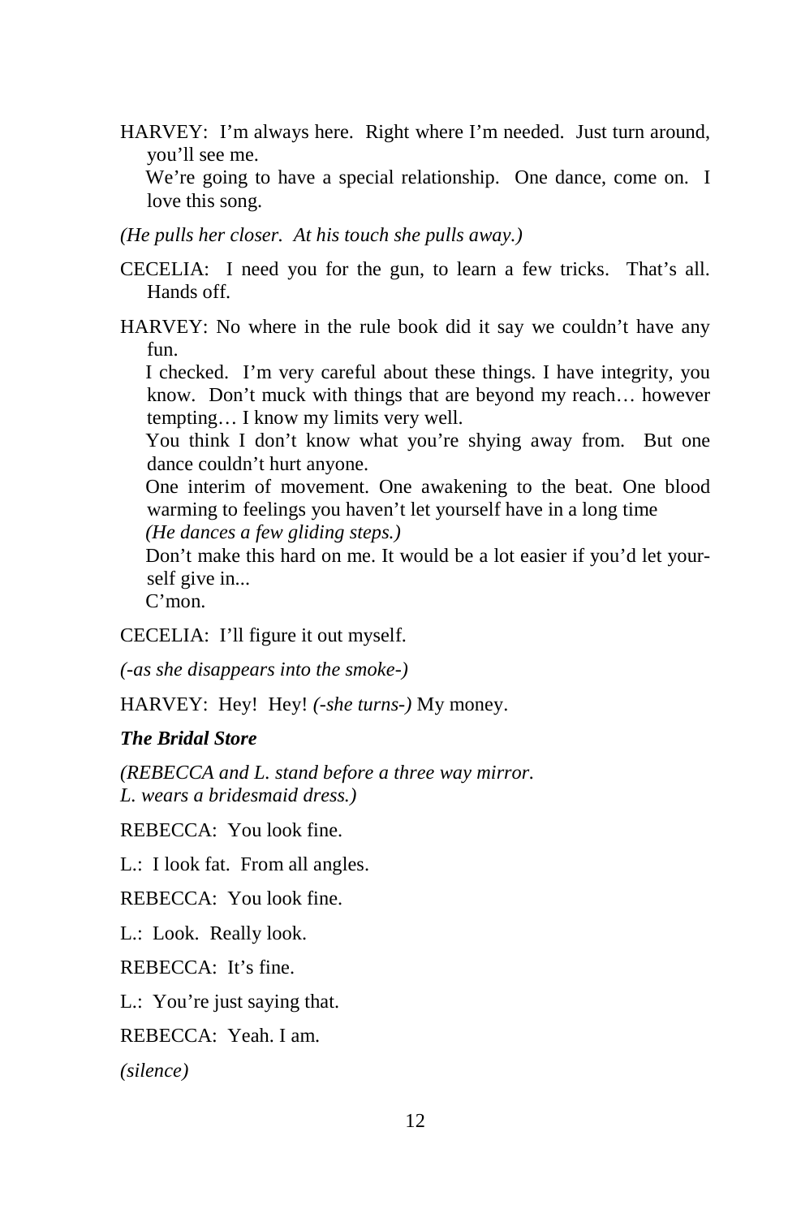HARVEY: I'm always here. Right where I'm needed. Just turn around, you'll see me.

We're going to have a special relationship. One dance, come on. I love this song.

*(He pulls her closer. At his touch she pulls away.)*

CECELIA: I need you for the gun, to learn a few tricks. That's all. Hands off.

HARVEY: No where in the rule book did it say we couldn't have any fun.

I checked. I'm very careful about these things. I have integrity, you know. Don't muck with things that are beyond my reach… however tempting… I know my limits very well.

You think I don't know what you're shying away from. But one dance couldn't hurt anyone.

One interim of movement. One awakening to the beat. One blood warming to feelings you haven't let yourself have in a long time

*(He dances a few gliding steps.)*

Don't make this hard on me. It would be a lot easier if you'd let yourself give in...

C'mon.

CECELIA: I'll figure it out myself.

*(-as she disappears into the smoke-)*

HARVEY: Hey! Hey! *(-she turns-)* My money.

***The Bridal Store***

*(REBECCA and L. stand before a three way mirror.*
*L. wears a bridesmaid dress.)*

REBECCA: You look fine.

L.: I look fat. From all angles.

REBECCA: You look fine.

L.: Look. Really look.

REBECCA: It's fine.

L.: You're just saying that.

REBECCA: Yeah. I am.

*(silence)*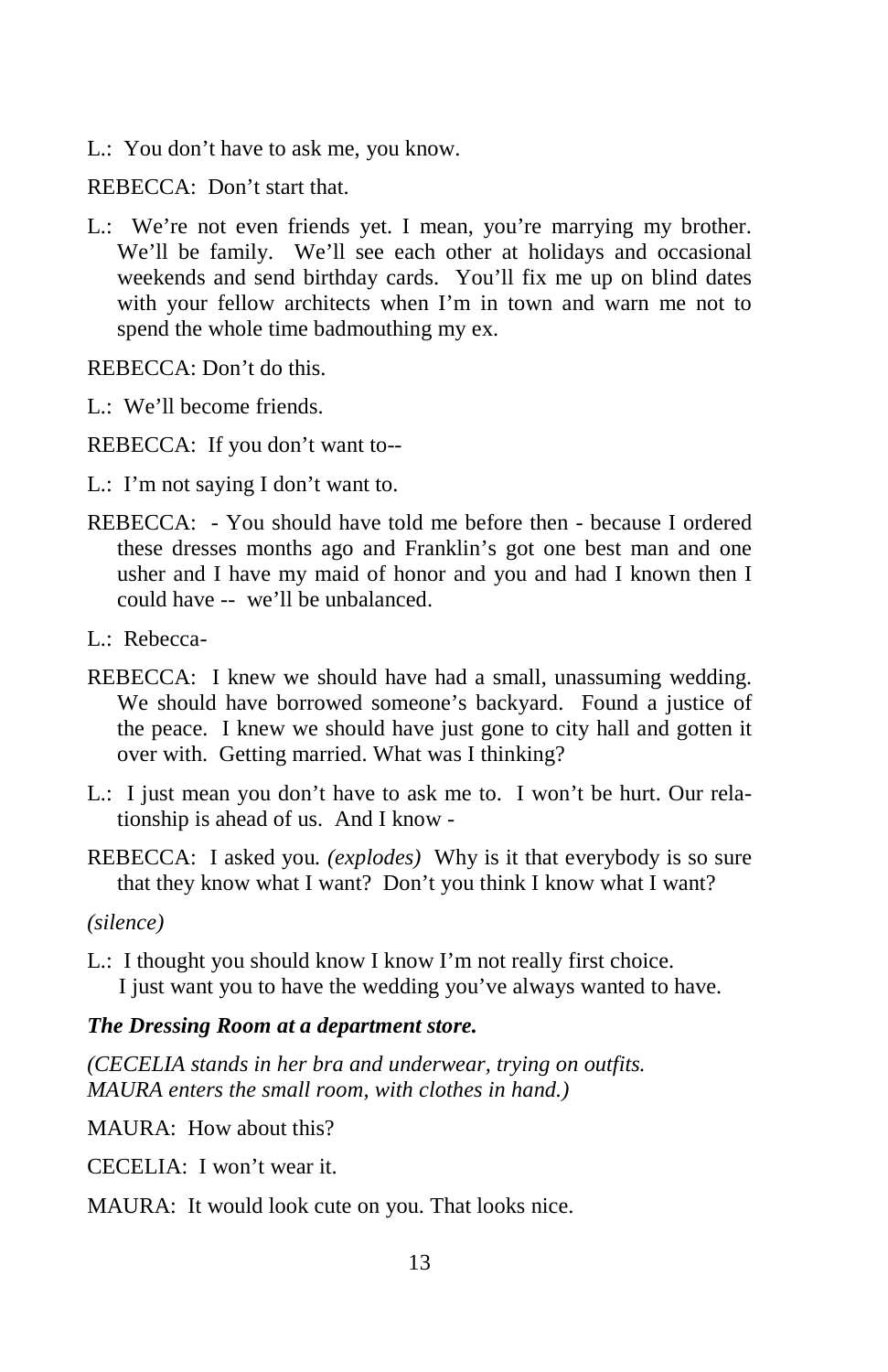L.: You don't have to ask me, you know.

REBECCA: Don't start that.

L.: We're not even friends yet. I mean, you're marrying my brother. We'll be family. We'll see each other at holidays and occasional weekends and send birthday cards. You'll fix me up on blind dates with your fellow architects when I'm in town and warn me not to spend the whole time badmouthing my ex.

REBECCA: Don't do this.

L.: We'll become friends.

REBECCA: If you don't want to--

L.: I'm not saying I don't want to.

REBECCA: - You should have told me before then - because I ordered these dresses months ago and Franklin's got one best man and one usher and I have my maid of honor and you and had I known then I could have -- we'll be unbalanced.

L.: Rebecca-

REBECCA: I knew we should have had a small, unassuming wedding. We should have borrowed someone's backyard. Found a justice of the peace. I knew we should have just gone to city hall and gotten it over with. Getting married. What was I thinking?

L.: I just mean you don't have to ask me to. I won't be hurt. Our relationship is ahead of us. And I know -

REBECCA: I asked you. *(explodes)* Why is it that everybody is so sure that they know what I want? Don't you think I know what I want?

*(silence)*

L.: I thought you should know I know I'm not really first choice.
I just want you to have the wedding you've always wanted to have.

***The Dressing Room at a department store.***

*(CECELIA stands in her bra and underwear, trying on outfits.
MAURA enters the small room, with clothes in hand.)*

MAURA: How about this?

CECELIA: I won't wear it.

MAURA: It would look cute on you. That looks nice.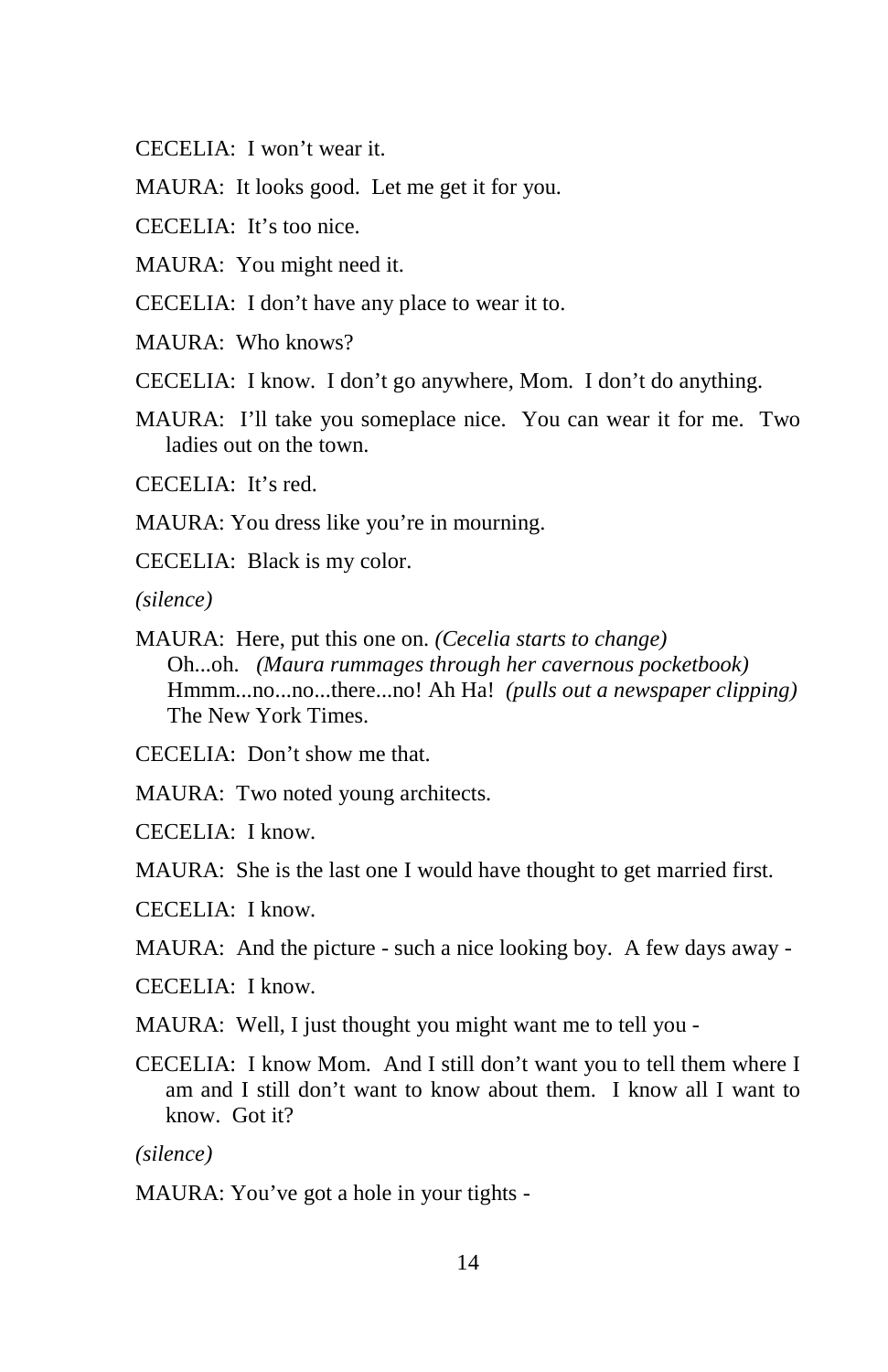CECELIA: I won't wear it.

MAURA: It looks good. Let me get it for you.

CECELIA: It's too nice.

MAURA: You might need it.

CECELIA: I don't have any place to wear it to.

MAURA: Who knows?

CECELIA: I know. I don't go anywhere, Mom. I don't do anything.

MAURA: I'll take you someplace nice. You can wear it for me. Two ladies out on the town.

CECELIA: It's red.

MAURA: You dress like you're in mourning.

CECELIA: Black is my color.

*(silence)*

MAURA: Here, put this one on. *(Cecelia starts to change)*
Oh...oh. *(Maura rummages through her cavernous pocketbook)*
Hmmm...no...no...there...no! Ah Ha! *(pulls out a newspaper clipping)*
The New York Times.

CECELIA: Don't show me that.

MAURA: Two noted young architects.

CECELIA: I know.

MAURA: She is the last one I would have thought to get married first.

CECELIA: I know.

MAURA: And the picture - such a nice looking boy. A few days away -

CECELIA: I know.

MAURA: Well, I just thought you might want me to tell you -

CECELIA: I know Mom. And I still don't want you to tell them where I am and I still don't want to know about them. I know all I want to know. Got it?

*(silence)*

MAURA: You've got a hole in your tights -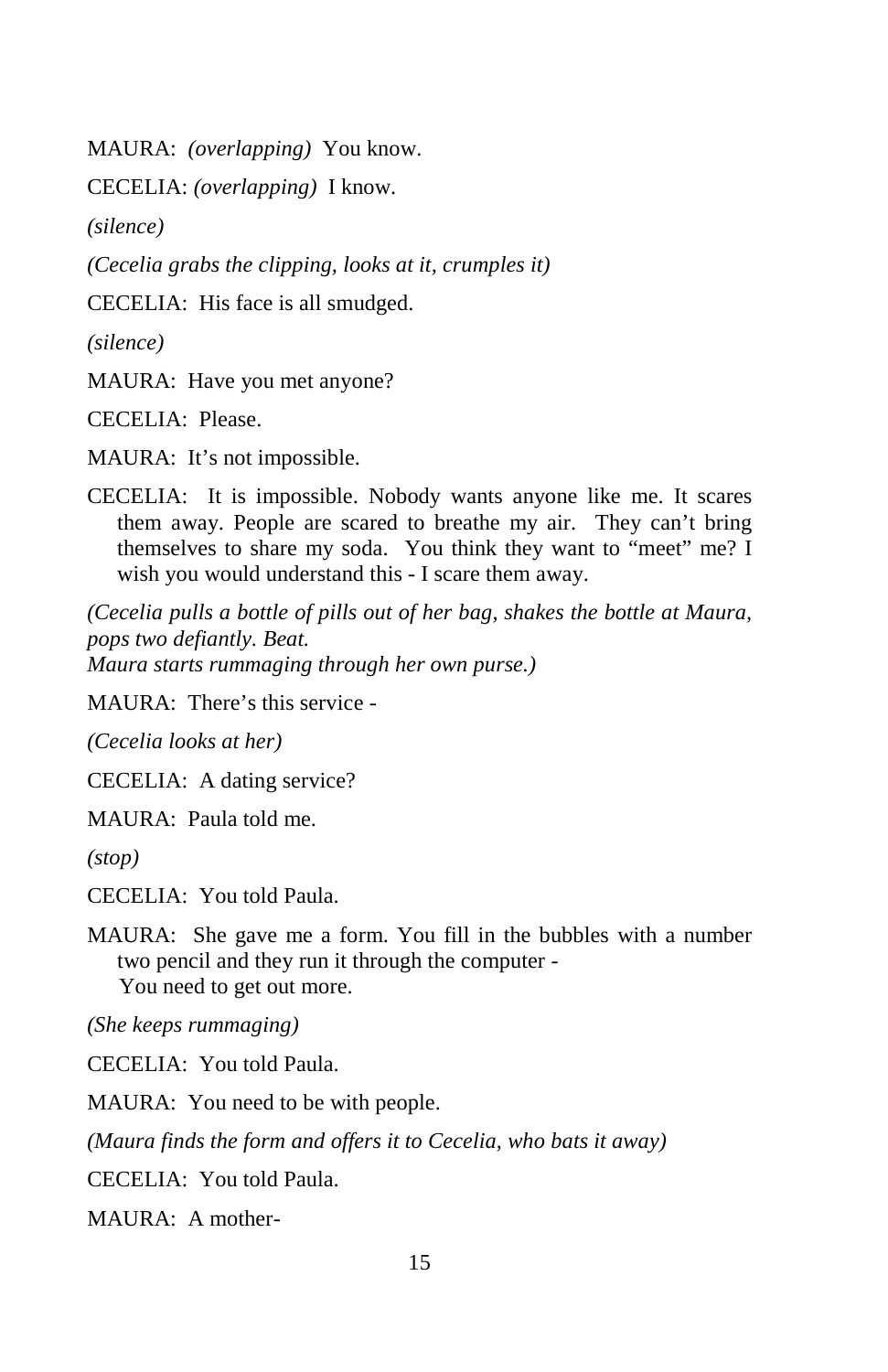MAURA: *(overlapping)* You know.

CECELIA: *(overlapping)* I know.

*(silence)*

*(Cecelia grabs the clipping, looks at it, crumples it)*

CECELIA: His face is all smudged.

*(silence)*

MAURA: Have you met anyone?

CECELIA: Please.

MAURA: It's not impossible.

CECELIA: It is impossible. Nobody wants anyone like me. It scares them away. People are scared to breathe my air. They can't bring themselves to share my soda. You think they want to "meet" me? I wish you would understand this - I scare them away.

*(Cecelia pulls a bottle of pills out of her bag, shakes the bottle at Maura, pops two defiantly. Beat.*
*Maura starts rummaging through her own purse.)*

MAURA: There's this service -

*(Cecelia looks at her)*

CECELIA: A dating service?

MAURA: Paula told me.

*(stop)*

CECELIA: You told Paula.

MAURA: She gave me a form. You fill in the bubbles with a number two pencil and they run it through the computer -
You need to get out more.

*(She keeps rummaging)*

CECELIA: You told Paula.

MAURA: You need to be with people.

*(Maura finds the form and offers it to Cecelia, who bats it away)*

CECELIA: You told Paula.

MAURA: A mother-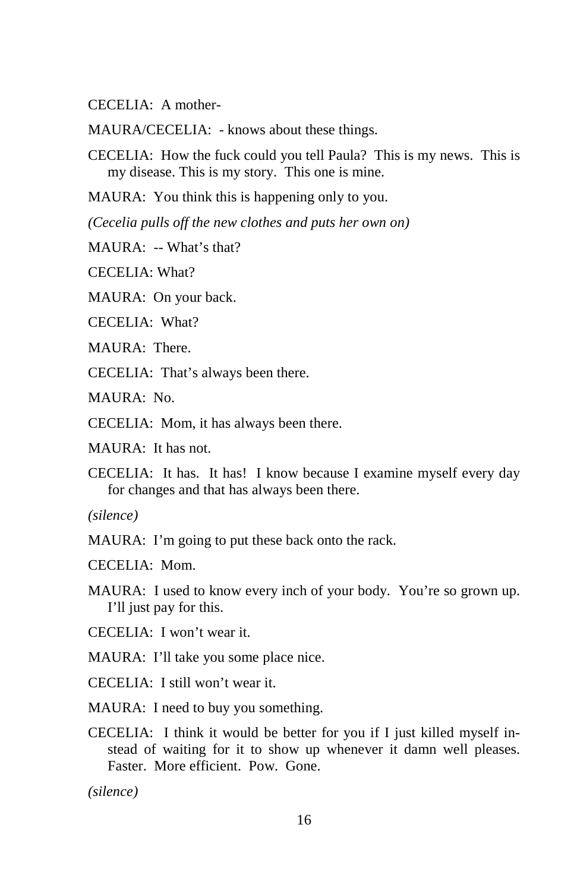CECELIA: A mother-

MAURA/CECELIA: - knows about these things.

CECELIA: How the fuck could you tell Paula? This is my news. This is my disease. This is my story. This one is mine.

MAURA: You think this is happening only to you.

*(Cecelia pulls off the new clothes and puts her own on)*

MAURA: -- What's that?

CECELIA: What?

MAURA: On your back.

CECELIA: What?

MAURA: There.

CECELIA: That's always been there.

MAURA: No.

CECELIA: Mom, it has always been there.

MAURA: It has not.

CECELIA: It has. It has! I know because I examine myself every day for changes and that has always been there.

*(silence)*

MAURA: I'm going to put these back onto the rack.

CECELIA: Mom.

MAURA: I used to know every inch of your body. You're so grown up. I'll just pay for this.

CECELIA: I won't wear it.

MAURA: I'll take you some place nice.

CECELIA: I still won't wear it.

MAURA: I need to buy you something.

CECELIA: I think it would be better for you if I just killed myself instead of waiting for it to show up whenever it damn well pleases. Faster. More efficient. Pow. Gone.

*(silence)*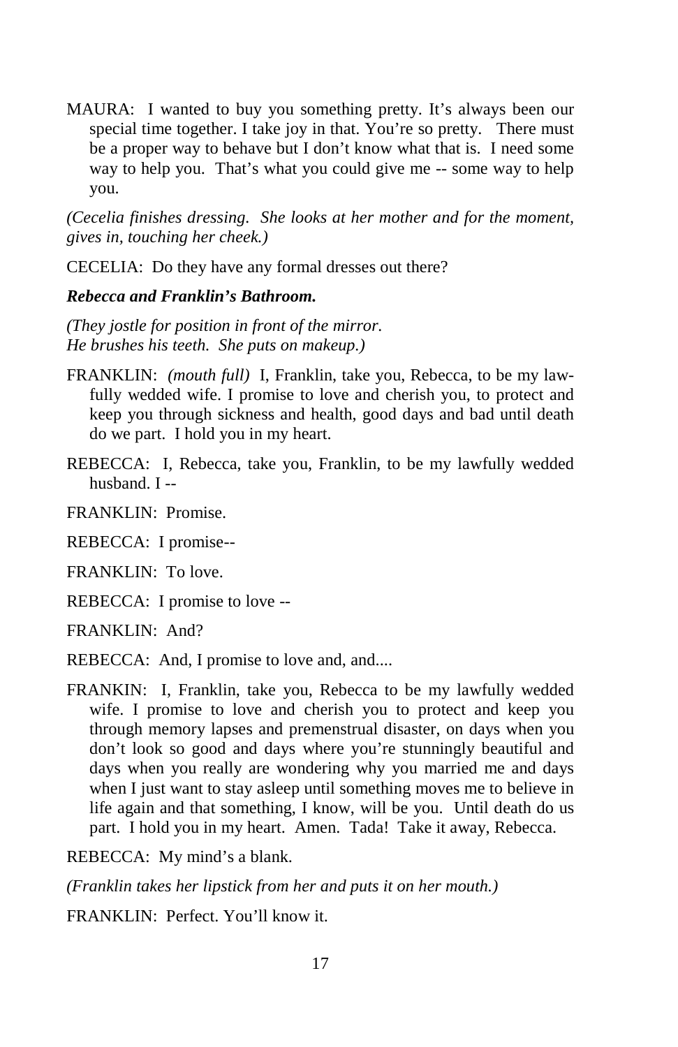MAURA: I wanted to buy you something pretty. It's always been our special time together. I take joy in that. You're so pretty. There must be a proper way to behave but I don't know what that is. I need some way to help you. That's what you could give me -- some way to help you.

*(Cecelia finishes dressing. She looks at her mother and for the moment, gives in, touching her cheek.)*

CECELIA: Do they have any formal dresses out there?

***Rebecca and Franklin's Bathroom.***

*(They jostle for position in front of the mirror.*
*He brushes his teeth. She puts on makeup.)*

FRANKLIN: *(mouth full)* I, Franklin, take you, Rebecca, to be my lawfully wedded wife. I promise to love and cherish you, to protect and keep you through sickness and health, good days and bad until death do we part. I hold you in my heart.

REBECCA: I, Rebecca, take you, Franklin, to be my lawfully wedded husband. I --

FRANKLIN: Promise.

REBECCA: I promise--

FRANKLIN: To love.

REBECCA: I promise to love --

FRANKLIN: And?

REBECCA: And, I promise to love and, and....

FRANKIN: I, Franklin, take you, Rebecca to be my lawfully wedded wife. I promise to love and cherish you to protect and keep you through memory lapses and premenstrual disaster, on days when you don't look so good and days where you're stunningly beautiful and days when you really are wondering why you married me and days when I just want to stay asleep until something moves me to believe in life again and that something, I know, will be you. Until death do us part. I hold you in my heart. Amen. Tada! Take it away, Rebecca.

REBECCA: My mind's a blank.

*(Franklin takes her lipstick from her and puts it on her mouth.)*

FRANKLIN: Perfect. You'll know it.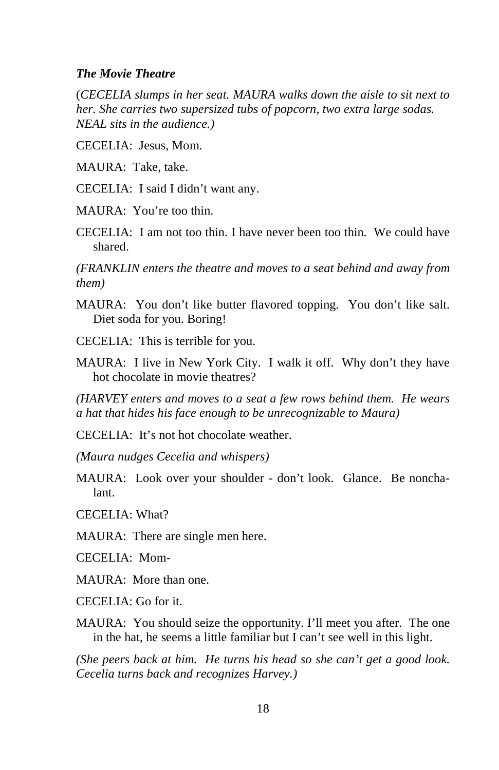***The Movie Theatre***

(*CECELIA slumps in her seat. MAURA walks down the aisle to sit next to her. She carries two supersized tubs of popcorn, two extra large sodas. NEAL sits in the audience.)*

CECELIA: Jesus, Mom.

MAURA: Take, take.

CECELIA: I said I didn't want any.

MAURA: You're too thin.

CECELIA: I am not too thin. I have never been too thin. We could have shared.

*(FRANKLIN enters the theatre and moves to a seat behind and away from them)*

MAURA: You don't like butter flavored topping. You don't like salt. Diet soda for you. Boring!

CECELIA: This is terrible for you.

MAURA: I live in New York City. I walk it off. Why don't they have hot chocolate in movie theatres?

*(HARVEY enters and moves to a seat a few rows behind them. He wears a hat that hides his face enough to be unrecognizable to Maura)*

CECELIA: It's not hot chocolate weather.

*(Maura nudges Cecelia and whispers)*

MAURA: Look over your shoulder - don't look. Glance. Be nonchalant.

CECELIA: What?

MAURA: There are single men here.

CECELIA: Mom-

MAURA: More than one.

CECELIA: Go for it.

MAURA: You should seize the opportunity. I'll meet you after. The one in the hat, he seems a little familiar but I can't see well in this light.

*(She peers back at him. He turns his head so she can't get a good look. Cecelia turns back and recognizes Harvey.)*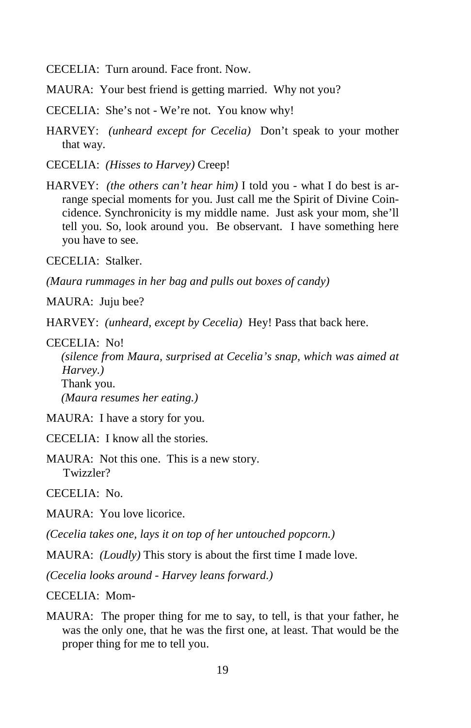CECELIA: Turn around. Face front. Now.

MAURA: Your best friend is getting married. Why not you?

CECELIA: She's not - We're not. You know why!

HARVEY: *(unheard except for Cecelia)* Don't speak to your mother that way.

CECELIA: *(Hisses to Harvey)* Creep!

HARVEY: *(the others can't hear him)* I told you - what I do best is arrange special moments for you. Just call me the Spirit of Divine Coincidence. Synchronicity is my middle name. Just ask your mom, she'll tell you. So, look around you. Be observant. I have something here you have to see.

CECELIA: Stalker.

*(Maura rummages in her bag and pulls out boxes of candy)*

MAURA: Juju bee?

HARVEY: *(unheard, except by Cecelia)* Hey! Pass that back here.

CECELIA: No!
*(silence from Maura, surprised at Cecelia's snap, which was aimed at Harvey.)*
Thank you.
*(Maura resumes her eating.)*

MAURA: I have a story for you.

CECELIA: I know all the stories.

MAURA: Not this one. This is a new story.
Twizzler?

CECELIA: No.

MAURA: You love licorice.

*(Cecelia takes one, lays it on top of her untouched popcorn.)*

MAURA: *(Loudly)* This story is about the first time I made love.

*(Cecelia looks around - Harvey leans forward.)*

CECELIA: Mom-

MAURA: The proper thing for me to say, to tell, is that your father, he was the only one, that he was the first one, at least. That would be the proper thing for me to tell you.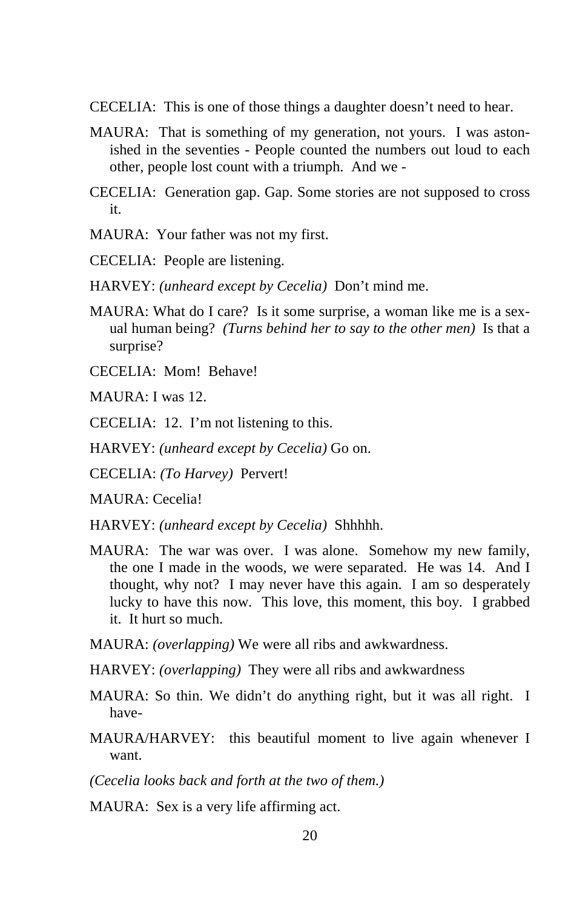CECELIA: This is one of those things a daughter doesn't need to hear.

MAURA: That is something of my generation, not yours. I was astonished in the seventies - People counted the numbers out loud to each other, people lost count with a triumph. And we -

CECELIA: Generation gap. Gap. Some stories are not supposed to cross it.

MAURA: Your father was not my first.

CECELIA: People are listening.

HARVEY: *(unheard except by Cecelia)* Don't mind me.

MAURA: What do I care? Is it some surprise, a woman like me is a sexual human being? *(Turns behind her to say to the other men)* Is that a surprise?

CECELIA: Mom! Behave!

MAURA: I was 12.

CECELIA: 12. I'm not listening to this.

HARVEY: *(unheard except by Cecelia)* Go on.

CECELIA: *(To Harvey)* Pervert!

MAURA: Cecelia!

HARVEY: *(unheard except by Cecelia)* Shhhhh.

MAURA: The war was over. I was alone. Somehow my new family, the one I made in the woods, we were separated. He was 14. And I thought, why not? I may never have this again. I am so desperately lucky to have this now. This love, this moment, this boy. I grabbed it. It hurt so much.

MAURA: *(overlapping)* We were all ribs and awkwardness.

HARVEY: *(overlapping)* They were all ribs and awkwardness

MAURA: So thin. We didn't do anything right, but it was all right. I have-

MAURA/HARVEY: this beautiful moment to live again whenever I want.

*(Cecelia looks back and forth at the two of them.)*

MAURA: Sex is a very life affirming act.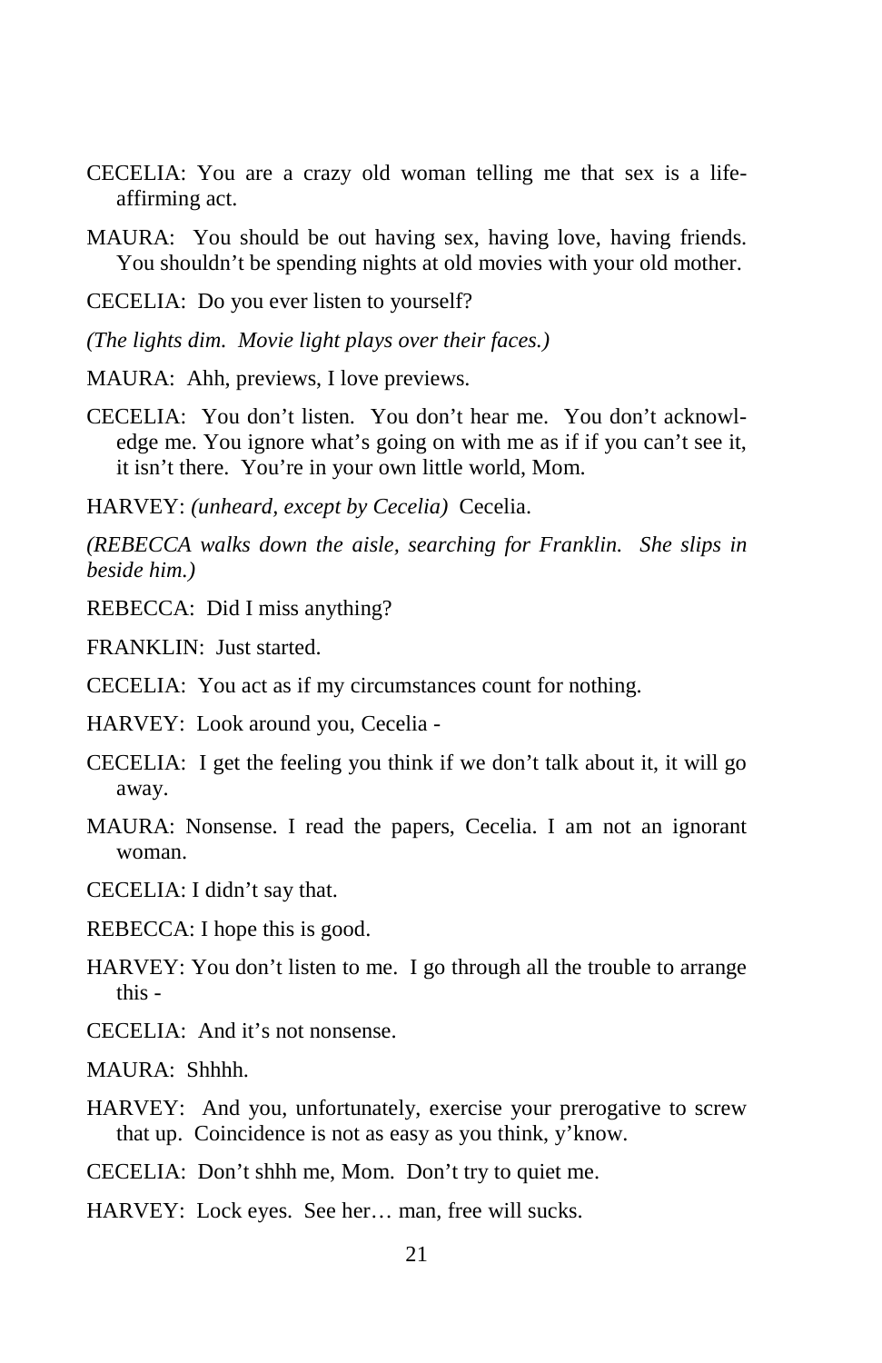CECELIA: You are a crazy old woman telling me that sex is a life-affirming act.

MAURA: You should be out having sex, having love, having friends. You shouldn't be spending nights at old movies with your old mother.

CECELIA: Do you ever listen to yourself?

*(The lights dim. Movie light plays over their faces.)*

MAURA: Ahh, previews, I love previews.

CECELIA: You don't listen. You don't hear me. You don't acknowledge me. You ignore what's going on with me as if if you can't see it, it isn't there. You're in your own little world, Mom.

HARVEY: *(unheard, except by Cecelia)* Cecelia.

*(REBECCA walks down the aisle, searching for Franklin. She slips in beside him.)*

REBECCA: Did I miss anything?

FRANKLIN: Just started.

CECELIA: You act as if my circumstances count for nothing.

HARVEY: Look around you, Cecelia -

CECELIA: I get the feeling you think if we don't talk about it, it will go away.

MAURA: Nonsense. I read the papers, Cecelia. I am not an ignorant woman.

CECELIA: I didn't say that.

REBECCA: I hope this is good.

HARVEY: You don't listen to me. I go through all the trouble to arrange this -

CECELIA: And it's not nonsense.

MAURA: Shhhh.

HARVEY: And you, unfortunately, exercise your prerogative to screw that up. Coincidence is not as easy as you think, y'know.

CECELIA: Don't shhh me, Mom. Don't try to quiet me.

HARVEY: Lock eyes. See her… man, free will sucks.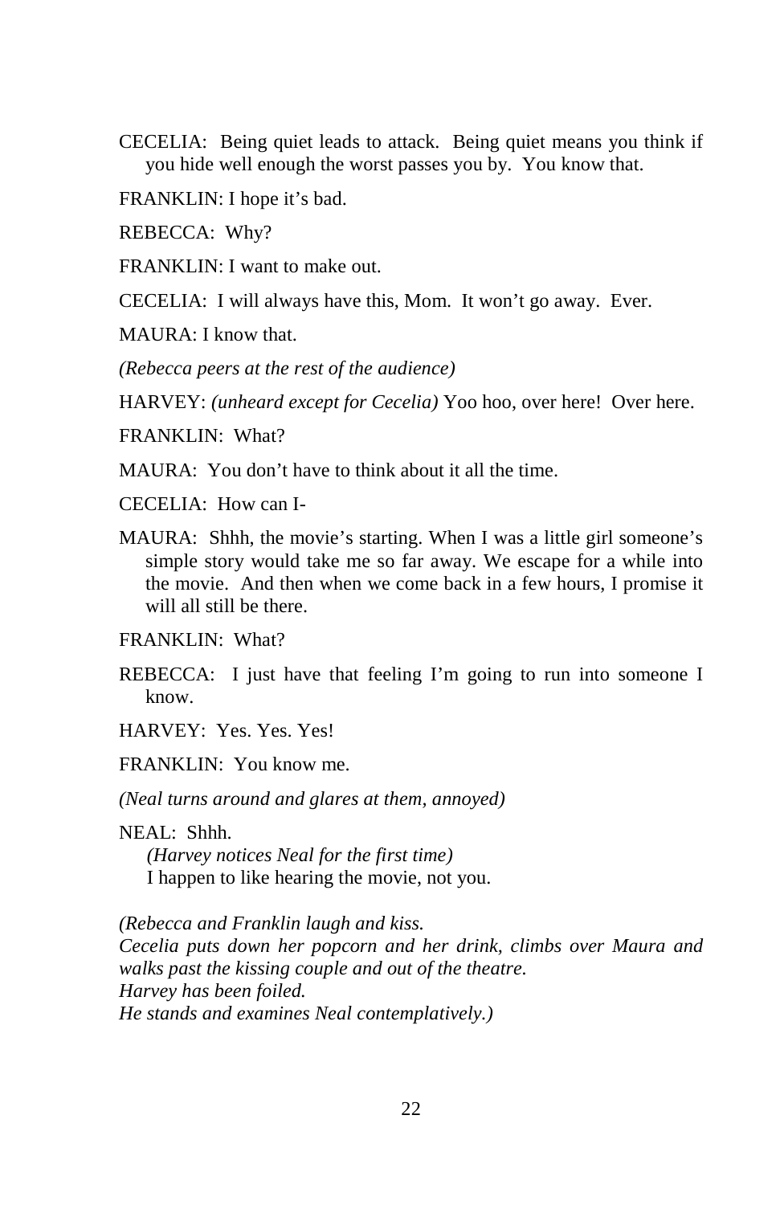CECELIA: Being quiet leads to attack. Being quiet means you think if you hide well enough the worst passes you by. You know that.

FRANKLIN: I hope it's bad.

REBECCA: Why?

FRANKLIN: I want to make out.

CECELIA: I will always have this, Mom. It won't go away. Ever.

MAURA: I know that.

*(Rebecca peers at the rest of the audience)*

HARVEY: *(unheard except for Cecelia)* Yoo hoo, over here! Over here.

FRANKLIN: What?

MAURA: You don't have to think about it all the time.

CECELIA: How can I-

MAURA: Shhh, the movie's starting. When I was a little girl someone's simple story would take me so far away. We escape for a while into the movie. And then when we come back in a few hours, I promise it will all still be there.

FRANKLIN: What?

REBECCA: I just have that feeling I'm going to run into someone I know.

HARVEY: Yes. Yes. Yes!

FRANKLIN: You know me.

*(Neal turns around and glares at them, annoyed)*

NEAL: Shhh.
*(Harvey notices Neal for the first time)*
I happen to like hearing the movie, not you.

*(Rebecca and Franklin laugh and kiss.*
*Cecelia puts down her popcorn and her drink, climbs over Maura and walks past the kissing couple and out of the theatre.*
*Harvey has been foiled.*
*He stands and examines Neal contemplatively.)*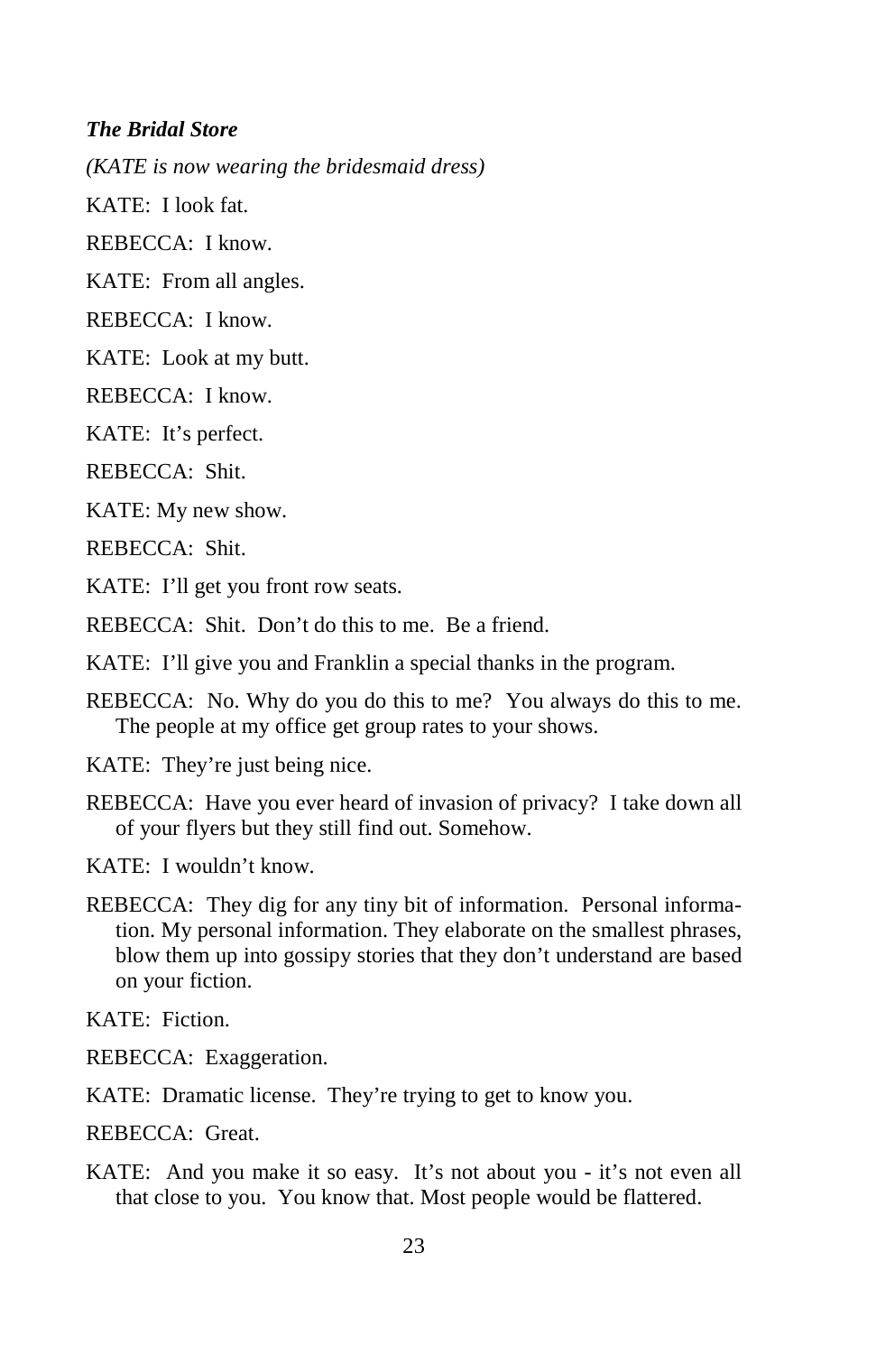***The Bridal Store***

*(KATE is now wearing the bridesmaid dress)*

KATE: I look fat.

REBECCA: I know.

KATE: From all angles.

REBECCA: I know.

KATE: Look at my butt.

REBECCA: I know.

KATE: It's perfect.

REBECCA: Shit.

KATE: My new show.

REBECCA: Shit.

KATE: I'll get you front row seats.

REBECCA: Shit. Don't do this to me. Be a friend.

KATE: I'll give you and Franklin a special thanks in the program.

REBECCA: No. Why do you do this to me? You always do this to me. The people at my office get group rates to your shows.

KATE: They're just being nice.

REBECCA: Have you ever heard of invasion of privacy? I take down all of your flyers but they still find out. Somehow.

KATE: I wouldn't know.

REBECCA: They dig for any tiny bit of information. Personal information. My personal information. They elaborate on the smallest phrases, blow them up into gossipy stories that they don't understand are based on your fiction.

KATE: Fiction.

REBECCA: Exaggeration.

KATE: Dramatic license. They're trying to get to know you.

REBECCA: Great.

KATE: And you make it so easy. It's not about you - it's not even all that close to you. You know that. Most people would be flattered.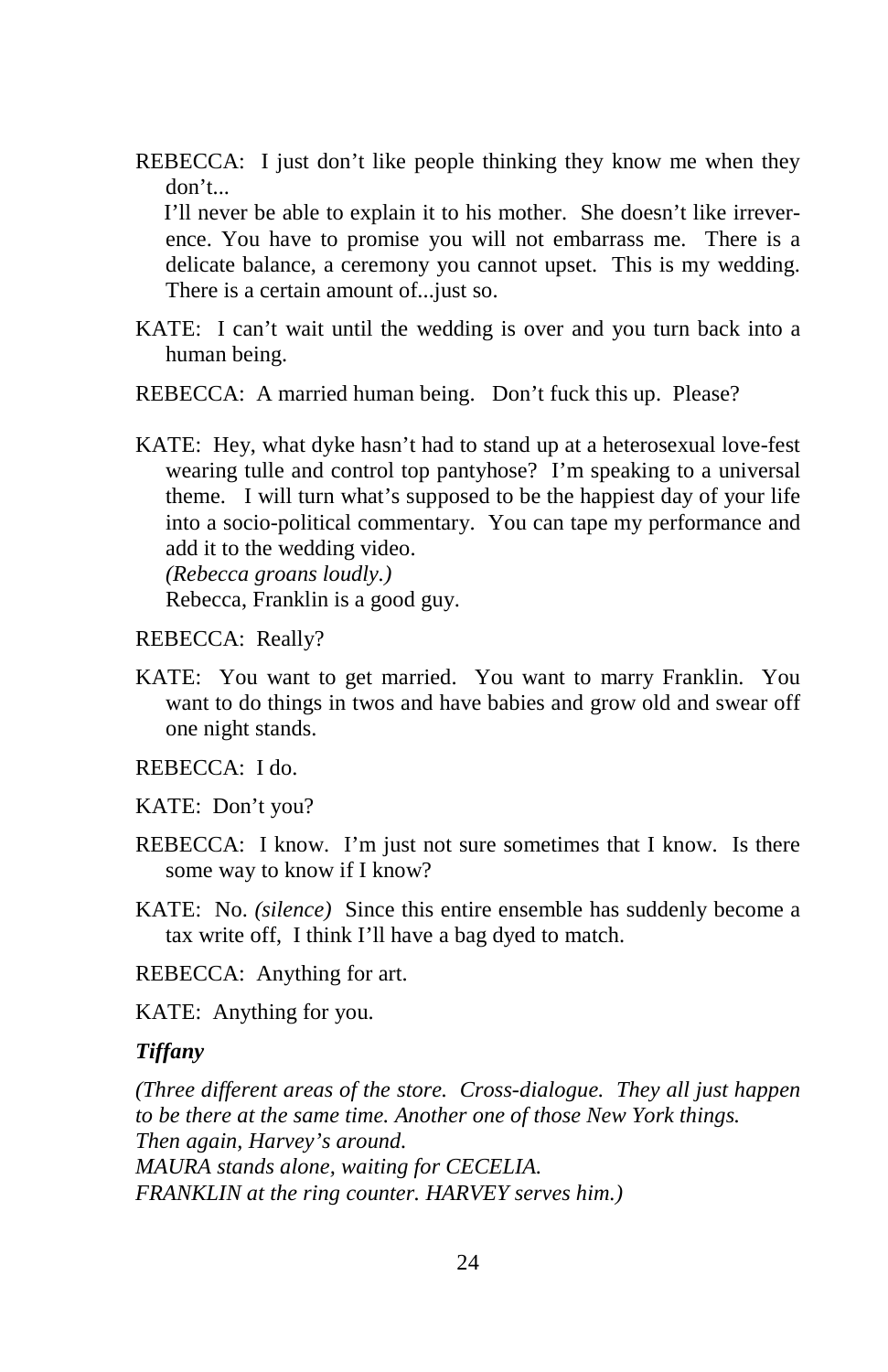REBECCA: I just don't like people thinking they know me when they don't...

I'll never be able to explain it to his mother. She doesn't like irreverence. You have to promise you will not embarrass me. There is a delicate balance, a ceremony you cannot upset. This is my wedding. There is a certain amount of...just so.

KATE: I can't wait until the wedding is over and you turn back into a human being.

REBECCA: A married human being. Don't fuck this up. Please?

KATE: Hey, what dyke hasn't had to stand up at a heterosexual love-fest wearing tulle and control top pantyhose? I'm speaking to a universal theme. I will turn what's supposed to be the happiest day of your life into a socio-political commentary. You can tape my performance and add it to the wedding video.
*(Rebecca groans loudly.)*
Rebecca, Franklin is a good guy.

REBECCA: Really?

KATE: You want to get married. You want to marry Franklin. You want to do things in twos and have babies and grow old and swear off one night stands.

REBECCA: I do.

KATE: Don't you?

REBECCA: I know. I'm just not sure sometimes that I know. Is there some way to know if I know?

KATE: No. *(silence)* Since this entire ensemble has suddenly become a tax write off, I think I'll have a bag dyed to match.

REBECCA: Anything for art.

KATE: Anything for you.

***Tiffany***

*(Three different areas of the store. Cross-dialogue. They all just happen to be there at the same time. Another one of those New York things.*
*Then again, Harvey's around.*
*MAURA stands alone, waiting for CECELIA.*
*FRANKLIN at the ring counter. HARVEY serves him.)*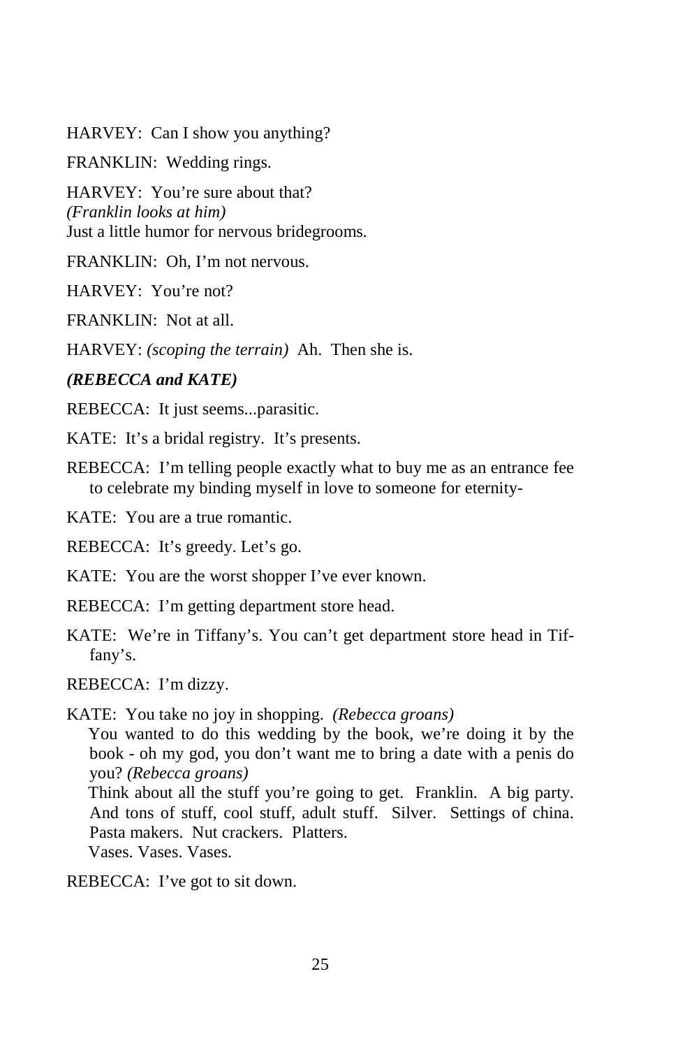HARVEY: Can I show you anything?

FRANKLIN: Wedding rings.

HARVEY: You're sure about that?
*(Franklin looks at him)*
Just a little humor for nervous bridegrooms.

FRANKLIN: Oh, I'm not nervous.

HARVEY: You're not?

FRANKLIN: Not at all.

HARVEY: *(scoping the terrain)* Ah. Then she is.

***(REBECCA and KATE)***

REBECCA: It just seems...parasitic.

KATE: It's a bridal registry. It's presents.

REBECCA: I'm telling people exactly what to buy me as an entrance fee to celebrate my binding myself in love to someone for eternity-

KATE: You are a true romantic.

REBECCA: It's greedy. Let's go.

KATE: You are the worst shopper I've ever known.

REBECCA: I'm getting department store head.

KATE: We're in Tiffany's. You can't get department store head in Tiffany's.

REBECCA: I'm dizzy.

KATE: You take no joy in shopping. *(Rebecca groans)*
You wanted to do this wedding by the book, we're doing it by the book - oh my god, you don't want me to bring a date with a penis do you? *(Rebecca groans)*
Think about all the stuff you're going to get. Franklin. A big party. And tons of stuff, cool stuff, adult stuff. Silver. Settings of china. Pasta makers. Nut crackers. Platters.
Vases. Vases. Vases.

REBECCA: I've got to sit down.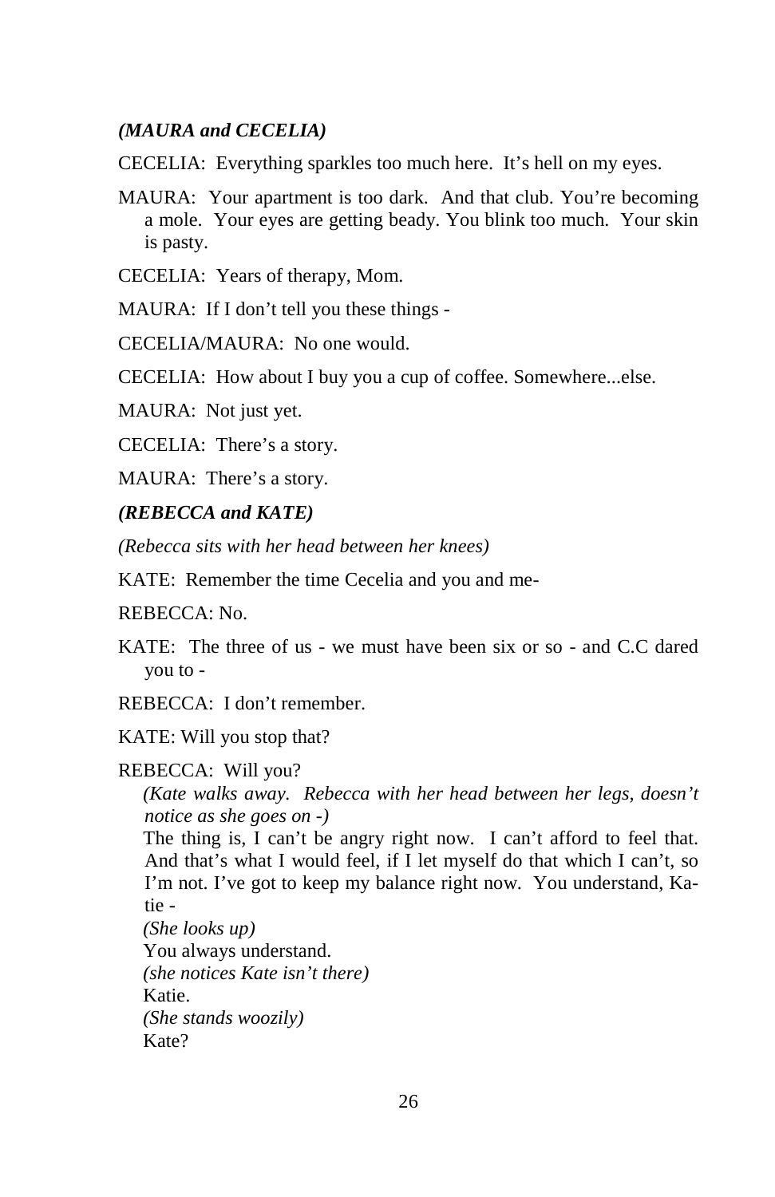***(MAURA and CECELIA)***

CECELIA: Everything sparkles too much here. It's hell on my eyes.

MAURA: Your apartment is too dark. And that club. You're becoming a mole. Your eyes are getting beady. You blink too much. Your skin is pasty.

CECELIA: Years of therapy, Mom.

MAURA: If I don't tell you these things -

CECELIA/MAURA: No one would.

CECELIA: How about I buy you a cup of coffee. Somewhere...else.

MAURA: Not just yet.

CECELIA: There's a story.

MAURA: There's a story.

***(REBECCA and KATE)***

*(Rebecca sits with her head between her knees)*

KATE: Remember the time Cecelia and you and me-

REBECCA: No.

KATE: The three of us - we must have been six or so - and C.C dared you to -

REBECCA: I don't remember.

KATE: Will you stop that?

REBECCA: Will you?

*(Kate walks away. Rebecca with her head between her legs, doesn't notice as she goes on -)*

The thing is, I can't be angry right now. I can't afford to feel that. And that's what I would feel, if I let myself do that which I can't, so I'm not. I've got to keep my balance right now. You understand, Katie -

*(She looks up)*

You always understand.

*(she notices Kate isn't there)*

Katie.

*(She stands woozily)*

Kate?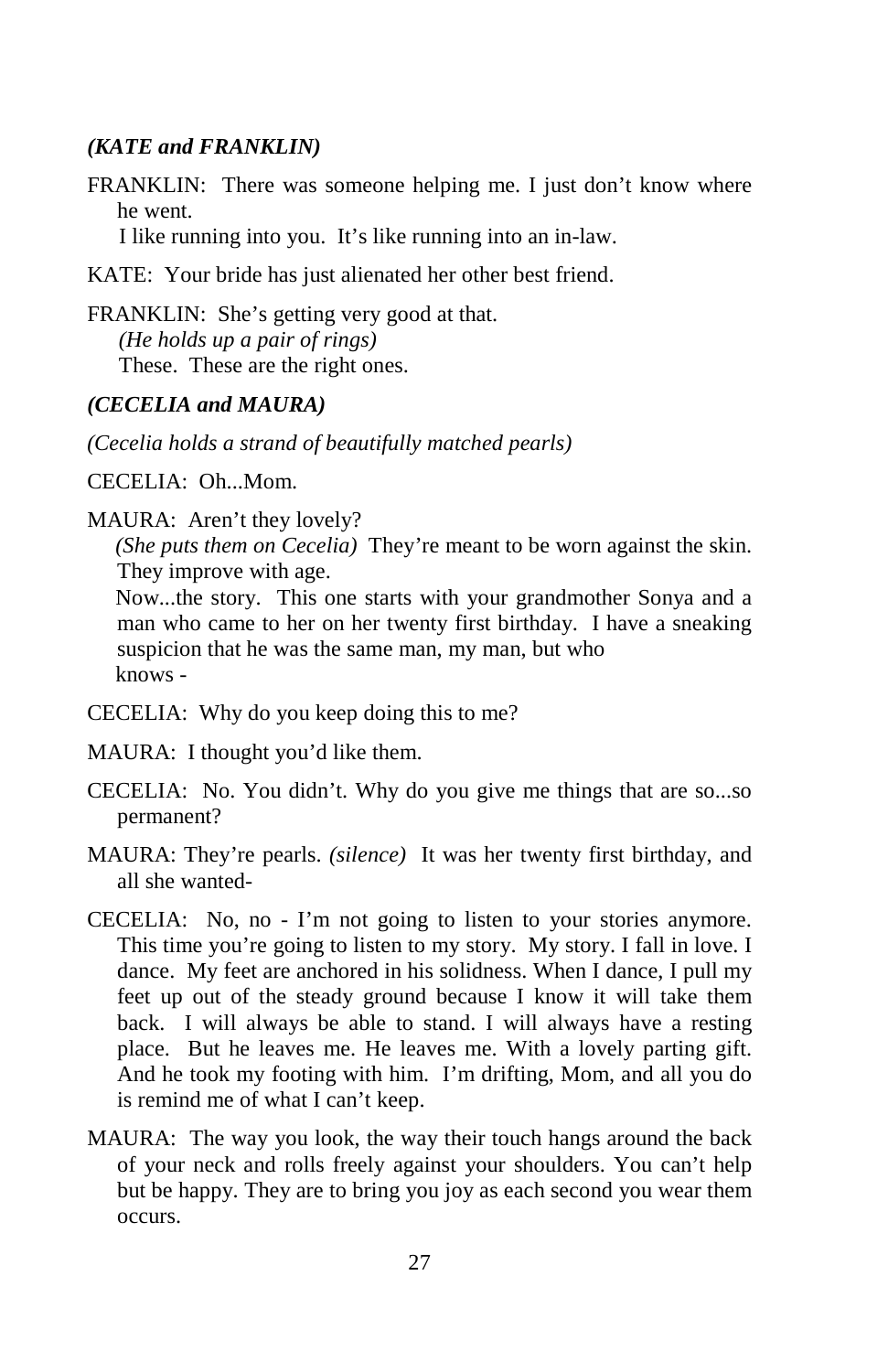***(KATE and FRANKLIN)***

FRANKLIN: There was someone helping me. I just don't know where he went.
I like running into you. It's like running into an in-law.

KATE: Your bride has just alienated her other best friend.

FRANKLIN: She's getting very good at that.
*(He holds up a pair of rings)*
These. These are the right ones.

***(CECELIA and MAURA)***

*(Cecelia holds a strand of beautifully matched pearls)*

CECELIA: Oh...Mom.

MAURA: Aren't they lovely?
*(She puts them on Cecelia)* They're meant to be worn against the skin. They improve with age.
Now...the story. This one starts with your grandmother Sonya and a man who came to her on her twenty first birthday. I have a sneaking suspicion that he was the same man, my man, but who knows -

CECELIA: Why do you keep doing this to me?

MAURA: I thought you'd like them.

CECELIA: No. You didn't. Why do you give me things that are so...so permanent?

MAURA: They're pearls. *(silence)* It was her twenty first birthday, and all she wanted-

CECELIA: No, no - I'm not going to listen to your stories anymore. This time you're going to listen to my story. My story. I fall in love. I dance. My feet are anchored in his solidness. When I dance, I pull my feet up out of the steady ground because I know it will take them back. I will always be able to stand. I will always have a resting place. But he leaves me. He leaves me. With a lovely parting gift. And he took my footing with him. I'm drifting, Mom, and all you do is remind me of what I can't keep.

MAURA: The way you look, the way their touch hangs around the back of your neck and rolls freely against your shoulders. You can't help but be happy. They are to bring you joy as each second you wear them occurs.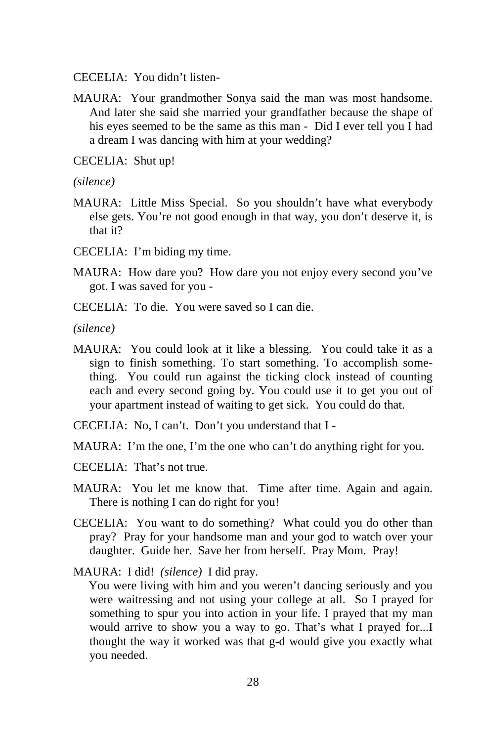CECELIA: You didn't listen-

MAURA: Your grandmother Sonya said the man was most handsome. And later she said she married your grandfather because the shape of his eyes seemed to be the same as this man - Did I ever tell you I had a dream I was dancing with him at your wedding?

CECELIA: Shut up!

*(silence)*

MAURA: Little Miss Special. So you shouldn't have what everybody else gets. You're not good enough in that way, you don't deserve it, is that it?

CECELIA: I'm biding my time.

MAURA: How dare you? How dare you not enjoy every second you've got. I was saved for you -

CECELIA: To die. You were saved so I can die.

*(silence)*

MAURA: You could look at it like a blessing. You could take it as a sign to finish something. To start something. To accomplish something. You could run against the ticking clock instead of counting each and every second going by. You could use it to get you out of your apartment instead of waiting to get sick. You could do that.

CECELIA: No, I can't. Don't you understand that I -

MAURA: I'm the one, I'm the one who can't do anything right for you.

CECELIA: That's not true.

MAURA: You let me know that. Time after time. Again and again. There is nothing I can do right for you!

CECELIA: You want to do something? What could you do other than pray? Pray for your handsome man and your god to watch over your daughter. Guide her. Save her from herself. Pray Mom. Pray!

MAURA: I did! *(silence)* I did pray.
You were living with him and you weren't dancing seriously and you were waitressing and not using your college at all. So I prayed for something to spur you into action in your life. I prayed that my man would arrive to show you a way to go. That's what I prayed for...I thought the way it worked was that g-d would give you exactly what you needed.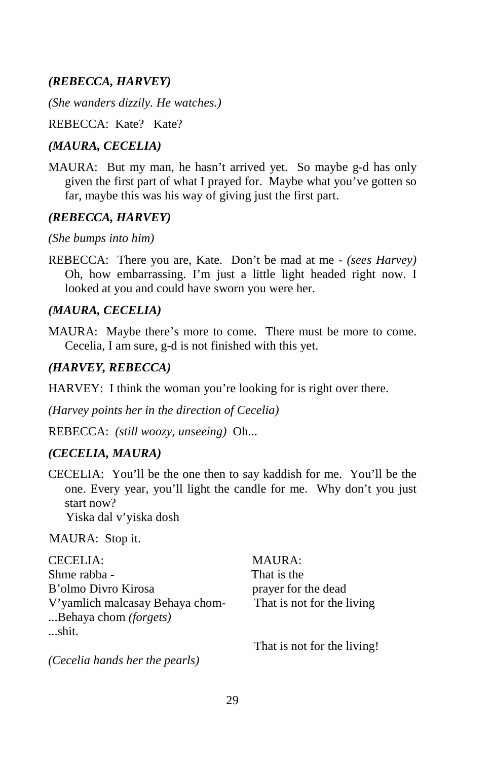***(REBECCA, HARVEY)***

*(She wanders dizzily. He watches.)*

REBECCA: Kate? Kate?

***(MAURA, CECELIA)***

MAURA: But my man, he hasn't arrived yet. So maybe g-d has only given the first part of what I prayed for. Maybe what you've gotten so far, maybe this was his way of giving just the first part.

***(REBECCA, HARVEY)***

*(She bumps into him)*

REBECCA: There you are, Kate. Don't be mad at me - *(sees Harvey)* Oh, how embarrassing. I'm just a little light headed right now. I looked at you and could have sworn you were her.

***(MAURA, CECELIA)***

MAURA: Maybe there's more to come. There must be more to come. Cecelia, I am sure, g-d is not finished with this yet.

***(HARVEY, REBECCA)***

HARVEY: I think the woman you're looking for is right over there.

*(Harvey points her in the direction of Cecelia)*

REBECCA: *(still woozy, unseeing)* Oh...

***(CECELIA, MAURA)***

CECELIA: You'll be the one then to say kaddish for me. You'll be the one. Every year, you'll light the candle for me. Why don't you just start now?
Yiska dal v'yiska dosh

MAURA: Stop it.

| CECELIA: | MAURA: |
|---|---|
| Shme rabba - | That is the |
| B'olmo Divro Kirosa | prayer for the dead |
| V'yamlich malcasay Behaya chom- | That is not for the living |
| ...Behaya chom *(forgets)* | |
| ...shit. | |
| | That is not for the living! |

*(Cecelia hands her the pearls)*